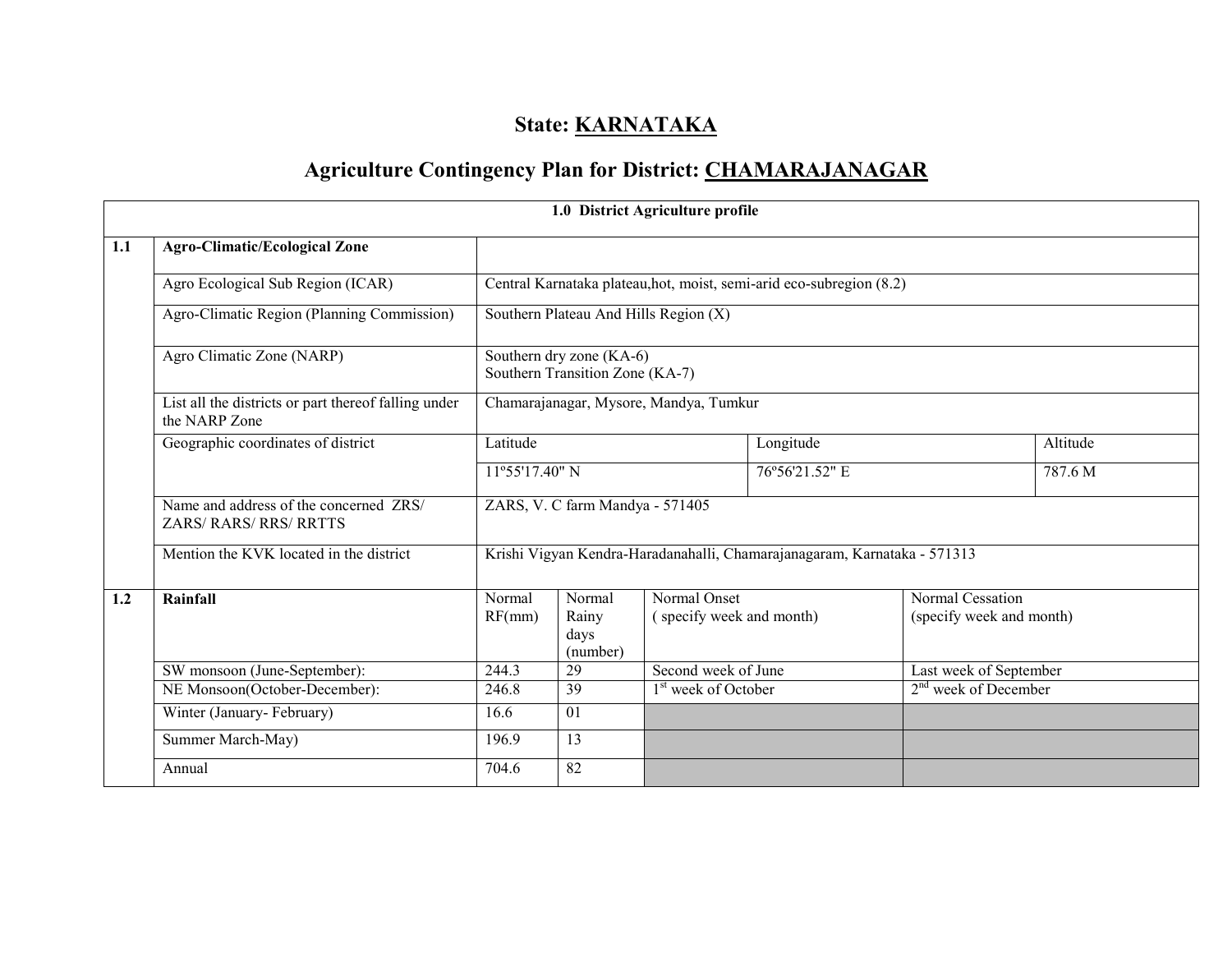# State: KARNATAKA

## Agriculture Contingency Plan for District: CHAMARAJANAGAR

| 1.0 District Agriculture profile | | | | | | | |
|---|---|---|---|---|---|---|---|
| **1.1** | **Agro-Climatic/Ecological Zone** | | | | | | |
| | Agro Ecological Sub Region (ICAR) | Central Karnataka plateau,hot, moist, semi-arid eco-subregion (8.2) | | | | | |
| | Agro-Climatic Region (Planning Commission) | Southern Plateau And Hills Region (X) | | | | | |
| | Agro Climatic Zone (NARP) | Southern dry zone (KA-6)<br>Southern Transition Zone (KA-7) | | | | | |
| | List all the districts or part thereof falling under the NARP Zone | Chamarajanagar, Mysore, Mandya, Tumkur | | | | | |
| | Geographic coordinates of district | Latitude | | | Longitude | | Altitude |
| | | 11º55'17.40" N | | | 76º56'21.52" E | | 787.6 M |
| | Name and address of the concerned ZRS/ ZARS/ RARS/ RRS/ RRTTS | ZARS, V. C farm Mandya - 571405 | | | | | |
| | Mention the KVK located in the district | Krishi Vigyan Kendra-Haradanahalli, Chamarajanagaram, Karnataka - 571313 | | | | | |
| **1.2** | **Rainfall** | Normal RF(mm) | Normal Rainy days (number) | Normal Onset ( specify week and month) | | Normal Cessation (specify week and month) | |
| | SW monsoon (June-September): | 244.3 | 29 | Second week of June | | Last week of September | |
| | NE Monsoon(October-December): | 246.8 | 39 | 1st week of October | | 2nd week of December | |
| | Winter (January- February) | 16.6 | 01 | | | | |
| | Summer March-May) | 196.9 | 13 | | | | |
| | Annual | 704.6 | 82 | | | | |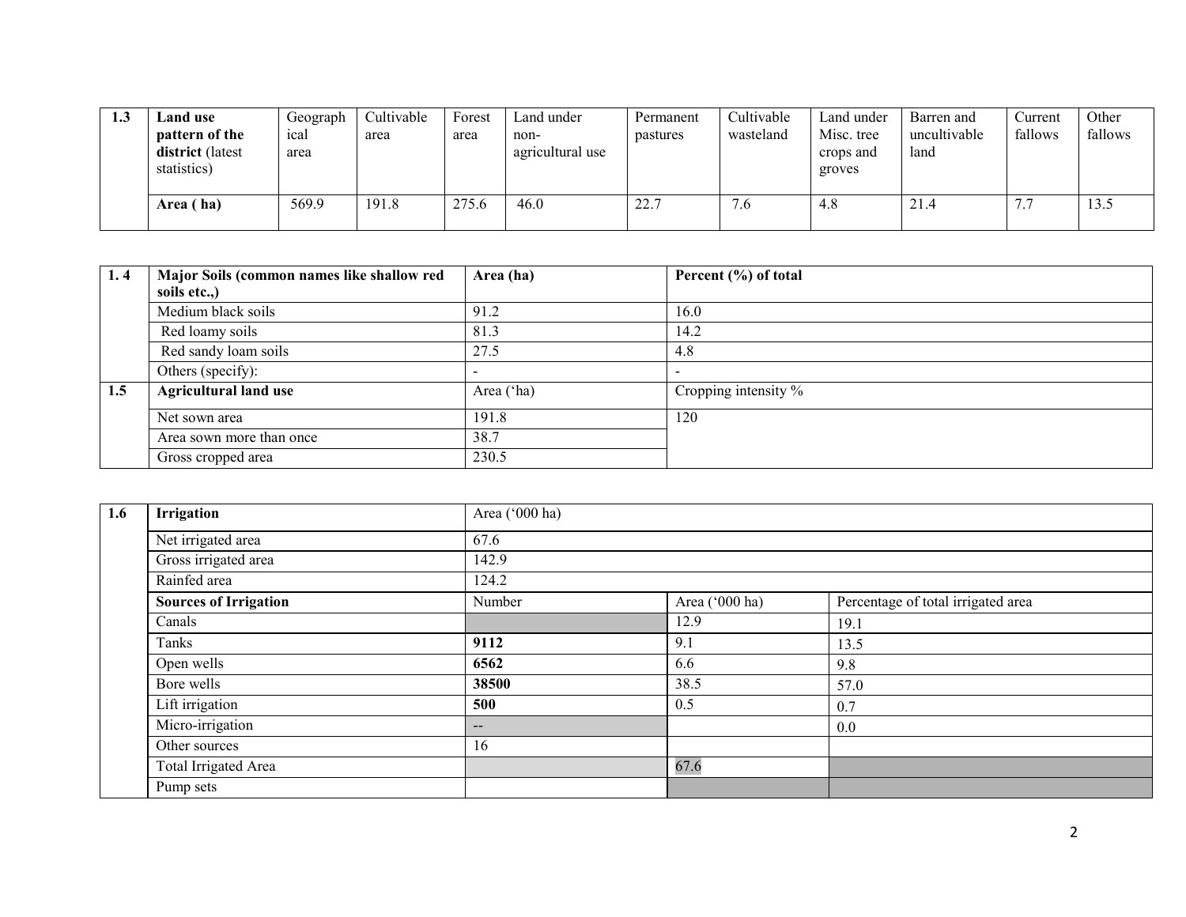| 1.3 | **Land use pattern of the district** (latest statistics) | Geographical area | Cultivable area | Forest area | Land under non-agricultural use | Permanent pastures | Cultivable wasteland | Land under Misc. tree crops and groves | Barren and uncultivable land | Current fallows | Other fallows |
|---|---|---|---|---|---|---|---|---|---|---|---|
| | **Area ( ha)** | 569.9 | 191.8 | 275.6 | 46.0 | 22.7 | 7.6 | 4.8 | 21.4 | 7.7 | 13.5 |

| 1. 4 | **Major Soils (common names like shallow red soils etc.,)** | **Area (ha)** | **Percent (%) of total** |
|---|---|---|---|
| | Medium black soils | 91.2 | 16.0 |
| | Red loamy soils | 81.3 | 14.2 |
| | Red sandy loam soils | 27.5 | 4.8 |
| | Others (specify): | - | - |
| **1.5** | **Agricultural land use** | Area ('ha) | Cropping intensity % |
| | Net sown area | 191.8 | 120 |
| | Area sown more than once | 38.7 | |
| | Gross cropped area | 230.5 | |

| 1.6 | **Irrigation** | Area ('000 ha) | | |
|---|---|---|---|---|
| | Net irrigated area | 67.6 | | |
| | Gross irrigated area | 142.9 | | |
| | Rainfed area | 124.2 | | |
| | **Sources of Irrigation** | Number | Area ('000 ha) | Percentage of total irrigated area |
| | Canals | | 12.9 | 19.1 |
| | Tanks | **9112** | 9.1 | 13.5 |
| | Open wells | **6562** | 6.6 | 9.8 |
| | Bore wells | **38500** | 38.5 | 57.0 |
| | Lift irrigation | **500** | 0.5 | 0.7 |
| | Micro-irrigation | -- | | 0.0 |
| | Other sources | 16 | | |
| | Total Irrigated Area | | 67.6 | |
| | Pump sets | | | |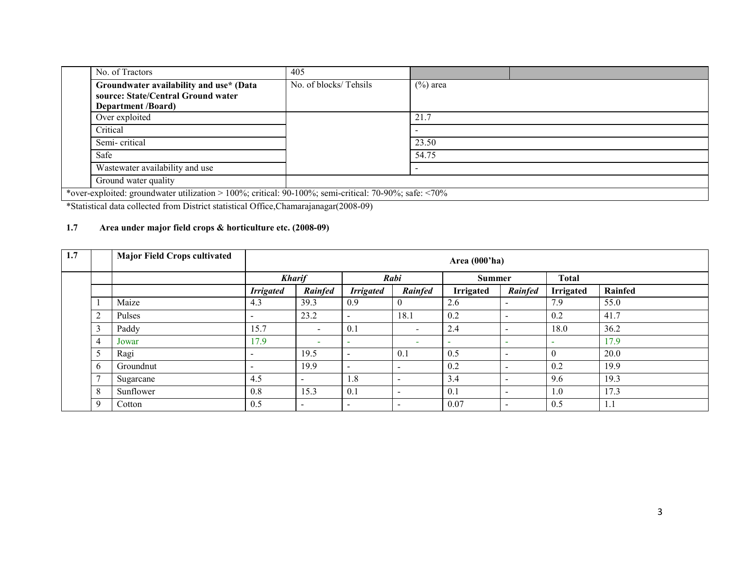| | | | | |
|---|---|---|---|---|
| | No. of Tractors | 405 | | |
| | **Groundwater availability and use* (Data source: State/Central Ground water Department /Board)** | No. of blocks/ Tehsils | (%) area | |
| | Over exploited | | 21.7 | |
| | Critical | | - | |
| | Semi- critical | | 23.50 | |
| | Safe | | 54.75 | |
| | Wastewater availability and use | | - | |
| | Ground water quality | | | |
| *over-exploited: groundwater utilization > 100%; critical: 90-100%; semi-critical: 70-90%; safe: <70% | | | | |

*Statistical data collected from District statistical Office,Chamarajanagar(2008-09)

**1.7 Area under major field crops & horticulture etc. (2008-09)**

| 1.7 | | **Major Field Crops cultivated** | **Area (000'ha)** | | | | | | | |
|---|---|---|---|---|---|---|---|---|---|---|
| | | | ***Kharif*** | | ***Rabi*** | | **Summer** | | **Total** | |
| | | | ***Irrigated*** | ***Rainfed*** | ***Irrigated*** | ***Rainfed*** | **Irrigated** | ***Rainfed*** | **Irrigated** | **Rainfed** |
| | 1 | Maize | 4.3 | 39.3 | 0.9 | 0 | 2.6 | - | 7.9 | 55.0 |
| | 2 | Pulses | - | 23.2 | - | 18.1 | 0.2 | - | 0.2 | 41.7 |
| | 3 | Paddy | 15.7 | - | 0.1 | - | 2.4 | - | 18.0 | 36.2 |
| | 4 | Jowar | 17.9 | - | - | - | - | - | - | 17.9 |
| | 5 | Ragi | - | 19.5 | - | 0.1 | 0.5 | - | 0 | 20.0 |
| | 6 | Groundnut | - | 19.9 | - | - | 0.2 | - | 0.2 | 19.9 |
| | 7 | Sugarcane | 4.5 | - | 1.8 | - | 3.4 | - | 9.6 | 19.3 |
| | 8 | Sunflower | 0.8 | 15.3 | 0.1 | - | 0.1 | - | 1.0 | 17.3 |
| | 9 | Cotton | 0.5 | - | - | - | 0.07 | - | 0.5 | 1.1 |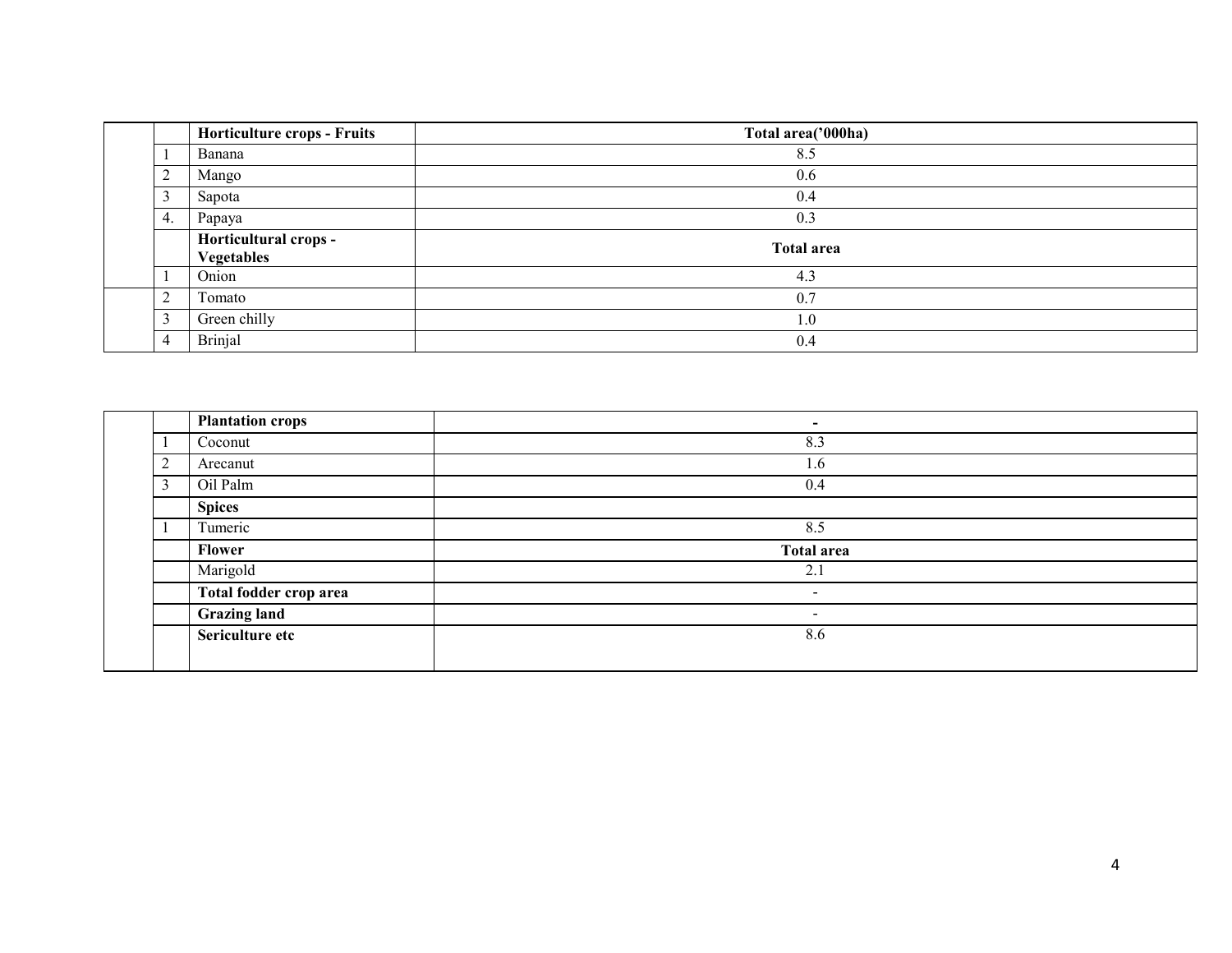| | | Horticulture crops - Fruits | Total area('000ha) |
|---|---|---|---|
| | 1 | Banana | 8.5 |
| | 2 | Mango | 0.6 |
| | 3 | Sapota | 0.4 |
| | 4. | Papaya | 0.3 |
| | | **Horticultural crops - Vegetables** | **Total area** |
| | 1 | Onion | 4.3 |
| | 2 | Tomato | 0.7 |
| | 3 | Green chilly | 1.0 |
| | 4 | Brinjal | 0.4 |

| | | Plantation crops | - |
|---|---|---|---|
| | 1 | Coconut | 8.3 |
| | 2 | Arecanut | 1.6 |
| | 3 | Oil Palm | 0.4 |
| | | **Spices** | |
| | 1 | Tumeric | 8.5 |
| | | **Flower** | **Total area** |
| | | Marigold | 2.1 |
| | | **Total fodder crop area** | - |
| | | **Grazing land** | - |
| | | **Sericulture etc** | 8.6 |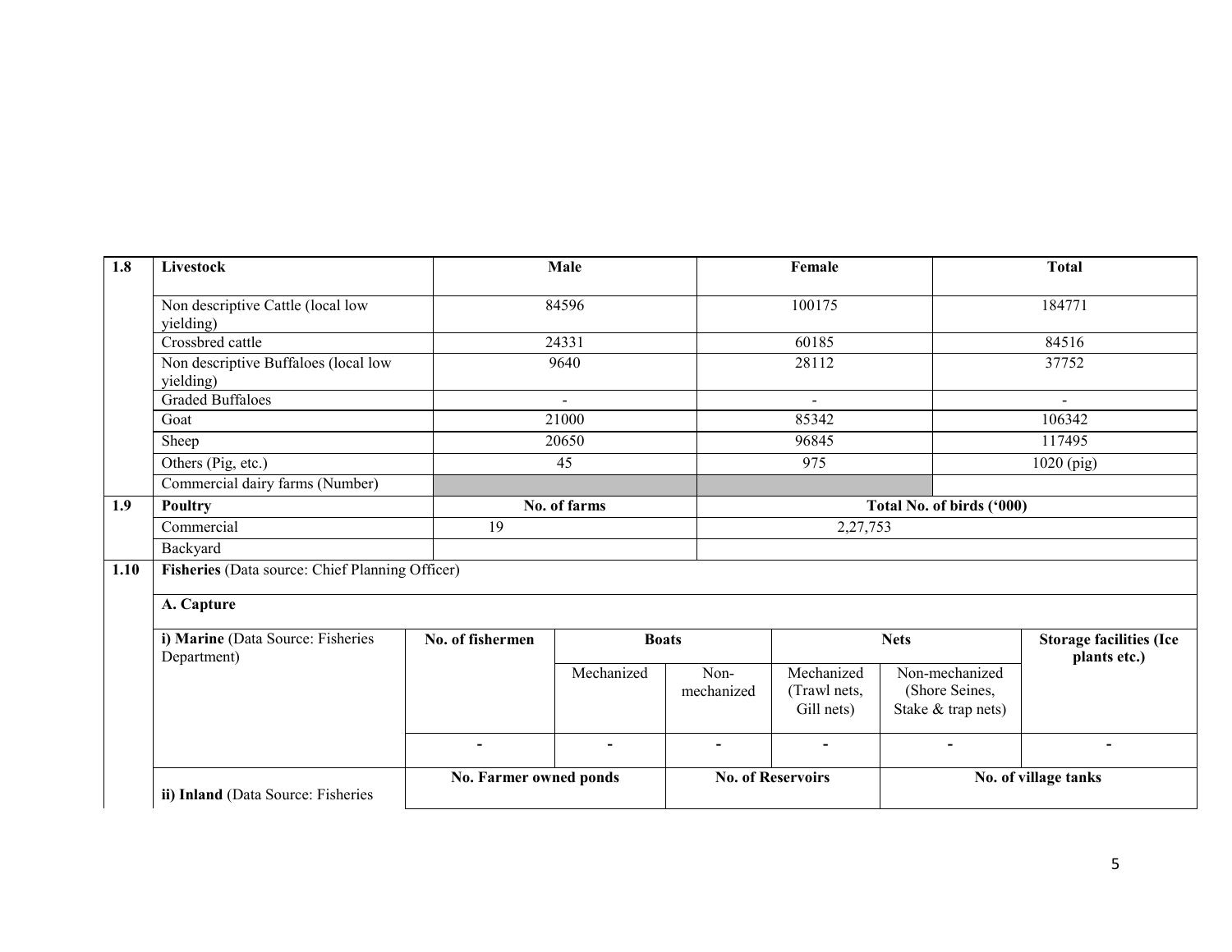| 1.8 | Livestock | Male | Female | Total |
|---|---|---|---|---|
| | Non descriptive Cattle (local low yielding) | 84596 | 100175 | 184771 |
| | Crossbred cattle | 24331 | 60185 | 84516 |
| | Non descriptive Buffaloes (local low yielding) | 9640 | 28112 | 37752 |
| | Graded Buffaloes | - | - | - |
| | Goat | 21000 | 85342 | 106342 |
| | Sheep | 20650 | 96845 | 117495 |
| | Others (Pig, etc.) | 45 | 975 | 1020 (pig) |
| | Commercial dairy farms (Number) | | | |
| **1.9** | **Poultry** | **No. of farms** | **Total No. of birds ('000)** | |
| | Commercial | 19 | 2,27,753 | |
| | Backyard | | | |

**1.10 Fisheries** (Data source: Chief Planning Officer)

**A. Capture**

| i) Marine (Data Source: Fisheries Department) | No. of fishermen | Boats | | Nets | | Storage facilities (Ice plants etc.) |
|---|---|---|---|---|---|---|
| | | Mechanized | Non-mechanized | Mechanized (Trawl nets, Gill nets) | Non-mechanized (Shore Seines, Stake & trap nets) | |
| | - | - | - | - | - | - |

| ii) Inland (Data Source: Fisheries | No. Farmer owned ponds | No. of Reservoirs | No. of village tanks |
|---|---|---|---|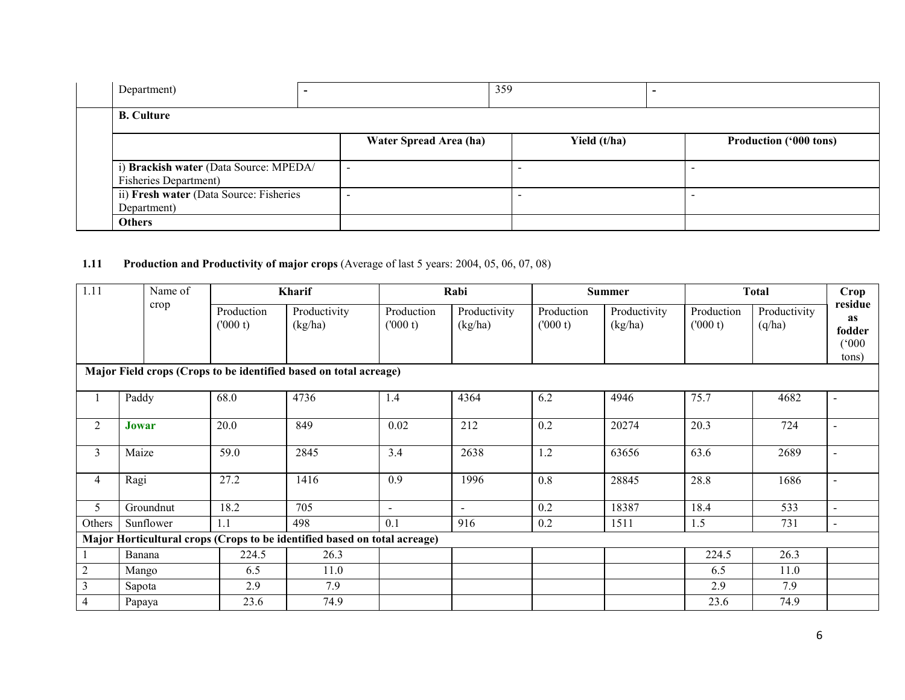| | | | |
|---|---|---|---|
| Department) | - | 359 | - |

**B. Culture**

| | Water Spread Area (ha) | Yield (t/ha) | Production ('000 tons) |
|---|---|---|---|
| i) **Brackish water** (Data Source: MPEDA/ Fisheries Department) | - | - | - |
| ii) **Fresh water** (Data Source: Fisheries Department) | - | - | - |
| **Others** | | | |

**1.11 Production and Productivity of major crops** (Average of last 5 years: 2004, 05, 06, 07, 08)

| 1.11 | Name of crop | Kharif | | Rabi | | Summer | | Total | | Crop residue as fodder ('000 tons) |
|---|---|---|---|---|---|---|---|---|---|---|
| | | Production ('000 t) | Productivity (kg/ha) | Production ('000 t) | Productivity (kg/ha) | Production ('000 t) | Productivity (kg/ha) | Production ('000 t) | Productivity (q/ha) | |
| **Major Field crops (Crops to be identified based on total acreage)** | | | | | | | | | | |
| 1 | Paddy | 68.0 | 4736 | 1.4 | 4364 | 6.2 | 4946 | 75.7 | 4682 | - |
| 2 | **Jowar** | 20.0 | 849 | 0.02 | 212 | 0.2 | 20274 | 20.3 | 724 | - |
| 3 | Maize | 59.0 | 2845 | 3.4 | 2638 | 1.2 | 63656 | 63.6 | 2689 | - |
| 4 | Ragi | 27.2 | 1416 | 0.9 | 1996 | 0.8 | 28845 | 28.8 | 1686 | - |
| 5 | Groundnut | 18.2 | 705 | - | - | 0.2 | 18387 | 18.4 | 533 | - |
| Others | Sunflower | 1.1 | 498 | 0.1 | 916 | 0.2 | 1511 | 1.5 | 731 | - |
| **Major Horticultural crops (Crops to be identified based on total acreage)** | | | | | | | | | | |
| 1 | Banana | 224.5 | 26.3 | | | | | 224.5 | 26.3 | |
| 2 | Mango | 6.5 | 11.0 | | | | | 6.5 | 11.0 | |
| 3 | Sapota | 2.9 | 7.9 | | | | | 2.9 | 7.9 | |
| 4 | Papaya | 23.6 | 74.9 | | | | | 23.6 | 74.9 | |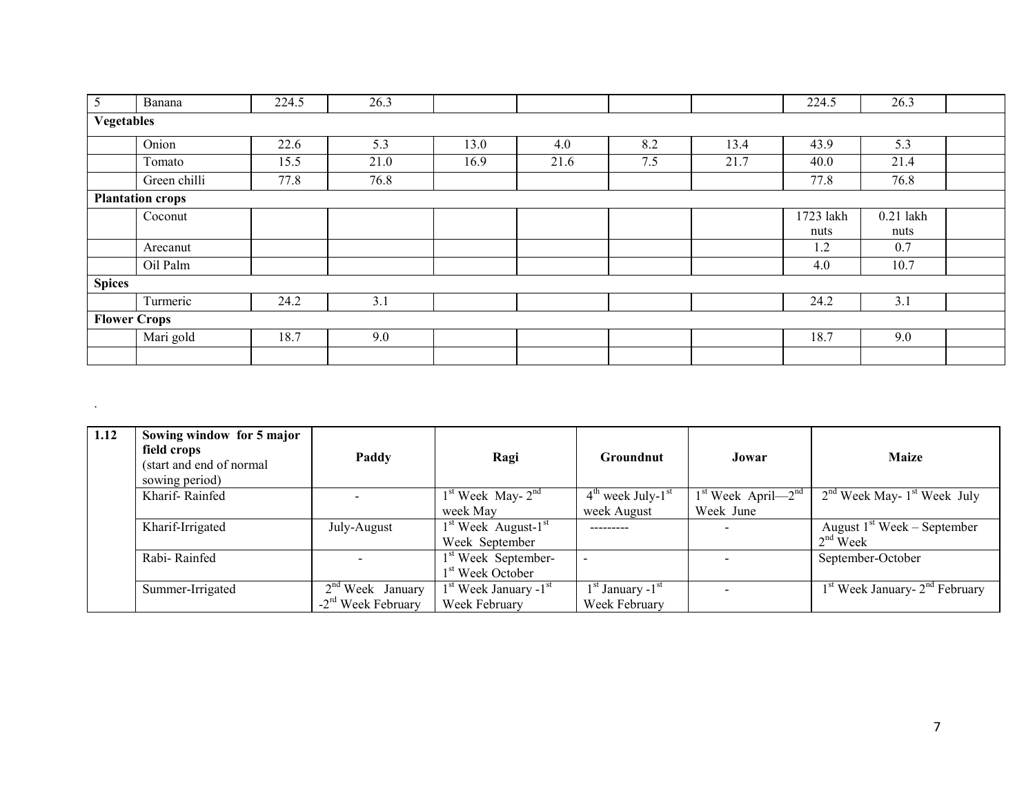| 5 | Banana | 224.5 | 26.3 | | | | | 224.5 | 26.3 | |
|---|---|---|---|---|---|---|---|---|---|---|
| **Vegetables** | | | | | | | | | | |
| | Onion | 22.6 | 5.3 | 13.0 | 4.0 | 8.2 | 13.4 | 43.9 | 5.3 | |
| | Tomato | 15.5 | 21.0 | 16.9 | 21.6 | 7.5 | 21.7 | 40.0 | 21.4 | |
| | Green chilli | 77.8 | 76.8 | | | | | 77.8 | 76.8 | |
| **Plantation crops** | | | | | | | | | | |
| | Coconut | | | | | | | 1723 lakh nuts | 0.21 lakh nuts | |
| | Arecanut | | | | | | | 1.2 | 0.7 | |
| | Oil Palm | | | | | | | 4.0 | 10.7 | |
| **Spices** | | | | | | | | | | |
| | Turmeric | 24.2 | 3.1 | | | | | 24.2 | 3.1 | |
| **Flower Crops** | | | | | | | | | | |
| | Mari gold | 18.7 | 9.0 | | | | | 18.7 | 9.0 | |
| | | | | | | | | | | |

.

| 1.12 | **Sowing window for 5 major field crops** (start and end of normal sowing period) | **Paddy** | **Ragi** | **Groundnut** | **Jowar** | **Maize** |
|---|---|---|---|---|---|---|
| | Kharif- Rainfed | - | 1st Week May- 2nd week May | 4th week July-1st week August | 1st Week April—2nd Week June | 2nd Week May- 1st Week July |
| | Kharif-Irrigated | July-August | 1st Week August-1st Week September | --------- | - | August 1st Week – September 2nd Week |
| | Rabi- Rainfed | - | 1st Week September- 1st Week October | - | - | September-October |
| | Summer-Irrigated | 2nd Week January -2rd Week February | 1st Week January -1st Week February | 1st January -1st Week February | - | 1st Week January- 2nd February |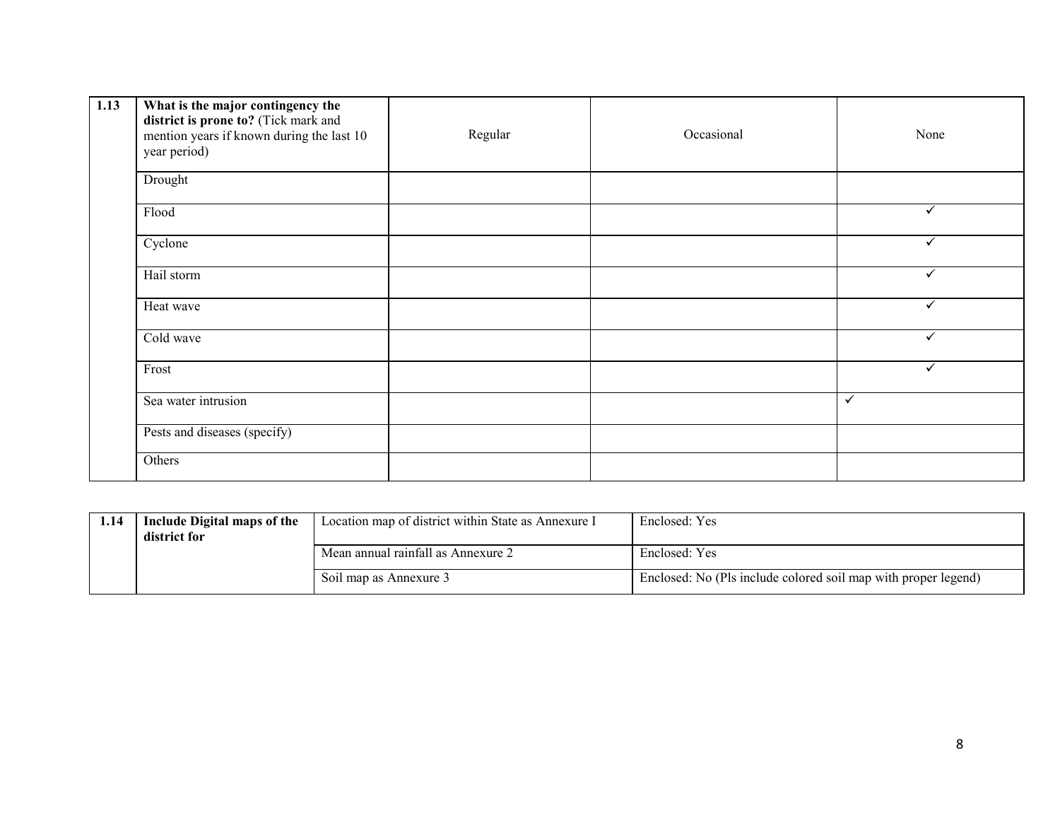| 1.13 | **What is the major contingency the district is prone to?** (Tick mark and mention years if known during the last 10 year period) | Regular | Occasional | None |
|---|---|---|---|---|
| | Drought | | | |
| | Flood | | | ✓ |
| | Cyclone | | | ✓ |
| | Hail storm | | | ✓ |
| | Heat wave | | | ✓ |
| | Cold wave | | | ✓ |
| | Frost | | | ✓ |
| | Sea water intrusion | | | ✓ |
| | Pests and diseases (specify) | | | |
| | Others | | | |

| 1.14 | **Include Digital maps of the district for** | Location map of district within State as Annexure I | Enclosed: Yes |
|---|---|---|---|
| | | Mean annual rainfall as Annexure 2 | Enclosed: Yes |
| | | Soil map as Annexure 3 | Enclosed: No (Pls include colored soil map with proper legend) |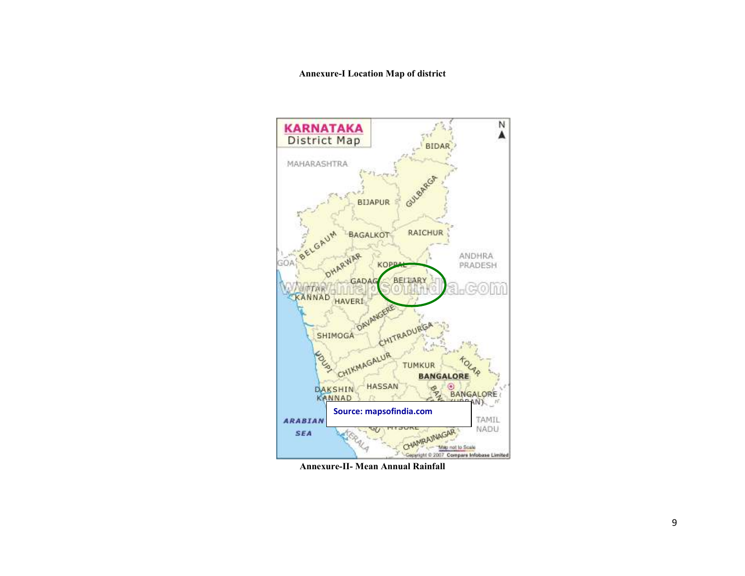**Annexure-I Location Map of district**

Source: mapsofindia.com

**Annexure-II- Mean Annual Rainfall**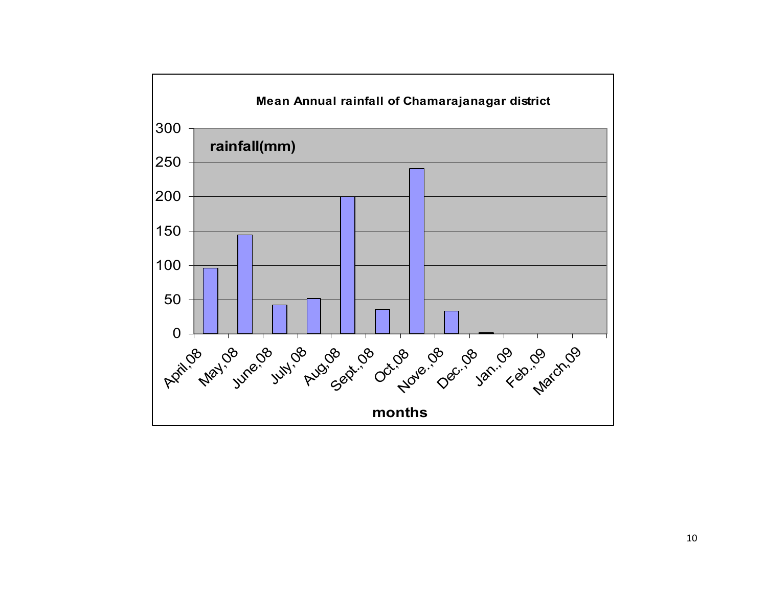**Mean Annual rainfall of Chamarajanagar district**

rainfall(mm)

| months | rainfall(mm) |
|---|---|
| April,08 | 96 |
| May,08 | 145 |
| June,08 | 42 |
| July,08 | 52 |
| Aug,08 | 200 |
| Sept.,08 | 36 |
| Oct,08 | 241 |
| Nove.,08 | 33 |
| Dec.,08 | 1 |
| Jan.,09 | 0 |
| Feb.,09 | 0 |
| March,09 | 0 |

months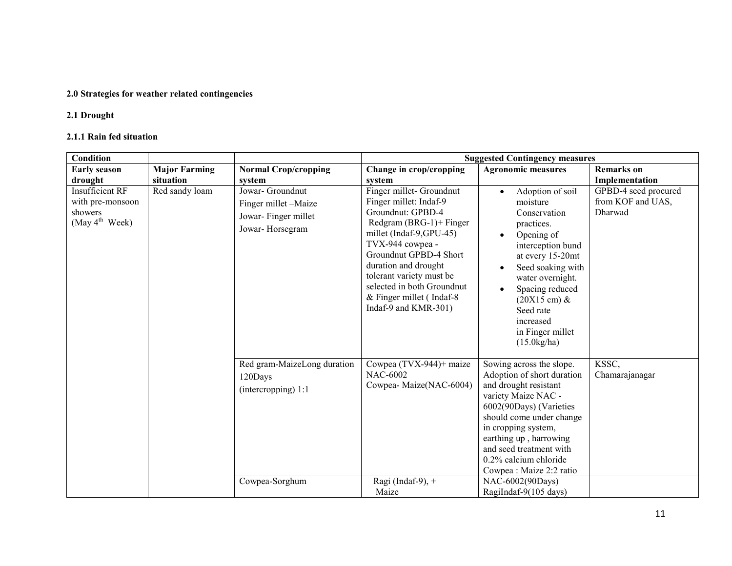**2.0 Strategies for weather related contingencies**

**2.1 Drought**

**2.1.1 Rain fed situation**

| Condition | | | Suggested Contingency measures | | |
|---|---|---|---|---|---|
| **Early season drought** | **Major Farming situation** | **Normal Crop/cropping system** | **Change in crop/cropping system** | **Agronomic measures** | **Remarks on Implementation** |
| Insufficient RF with pre-monsoon showers (May 4th Week) | Red sandy loam | Jowar- Groundnut<br>Finger millet –Maize<br>Jowar- Finger millet<br>Jowar- Horsegram | Finger millet- Groundnut<br>Finger millet: Indaf-9<br>Groundnut: GPBD-4<br>Redgram (BRG-1)+ Finger millet (Indaf-9,GPU-45)<br>TVX-944 cowpea - Groundnut GPBD-4 Short duration and drought tolerant variety must be selected in both Groundnut & Finger millet ( Indaf-8 Indaf-9 and KMR-301) | • Adoption of soil moisture Conservation practices.<br>• Opening of interception bund at every 15-20mt<br>• Seed soaking with water overnight.<br>• Spacing reduced (20X15 cm) & Seed rate increased in Finger millet (15.0kg/ha) | GPBD-4 seed procured from KOF and UAS, Dharwad |
| | | Red gram-MaizeLong duration 120Days (intercropping) 1:1 | Cowpea (TVX-944)+ maize NAC-6002<br>Cowpea- Maize(NAC-6004) | Sowing across the slope. Adoption of short duration and drought resistant variety Maize NAC -6002(90Days) (Varieties should come under change in cropping system, earthing up , harrowing and seed treatment with 0.2% calcium chloride Cowpea : Maize 2:2 ratio | KSSC, Chamarajanagar |
| | | Cowpea-Sorghum | Ragi (Indaf-9), + Maize | NAC-6002(90Days)<br>RagiIndaf-9(105 days) | |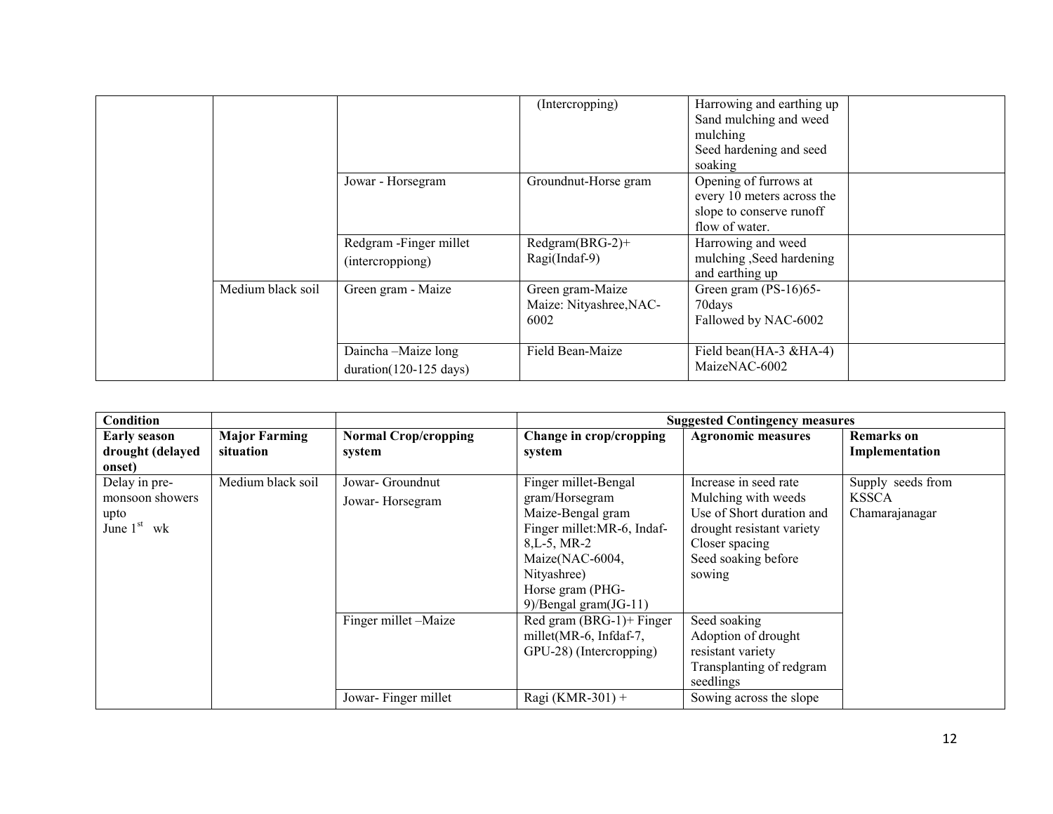| | | | | | |
|---|---|---|---|---|---|
| | | | (Intercropping) | Harrowing and earthing up<br>Sand mulching and weed mulching<br>Seed hardening and seed soaking | |
| | | Jowar - Horsegram | Groundnut-Horse gram | Opening of furrows at every 10 meters across the slope to conserve runoff flow of water. | |
| | | Redgram -Finger millet (intercroppiong) | Redgram(BRG-2)+ Ragi(Indaf-9) | Harrowing and weed mulching ,Seed hardening and earthing up | |
| | Medium black soil | Green gram - Maize | Green gram-Maize<br>Maize: Nityashree,NAC-6002 | Green gram (PS-16)65-70days<br>Fallowed by NAC-6002 | |
| | | Daincha –Maize long duration(120-125 days) | Field Bean-Maize | Field bean(HA-3 &HA-4)<br>MaizeNAC-6002 | |

| Condition | | | Suggested Contingency measures | | |
|---|---|---|---|---|---|
| **Early season drought (delayed onset)** | **Major Farming situation** | **Normal Crop/cropping system** | **Change in crop/cropping system** | **Agronomic measures** | **Remarks on Implementation** |
| Delay in pre-monsoon showers upto June 1st wk | Medium black soil | Jowar- Groundnut<br>Jowar- Horsegram | Finger millet-Bengal gram/Horsegram<br>Maize-Bengal gram<br>Finger millet:MR-6, Indaf-8,L-5, MR-2<br>Maize(NAC-6004, Nityashree)<br>Horse gram (PHG-9)/Bengal gram(JG-11) | Increase in seed rate<br>Mulching with weeds<br>Use of Short duration and drought resistant variety<br>Closer spacing<br>Seed soaking before sowing | Supply seeds from KSSCA Chamarajanagar |
| | | Finger millet –Maize | Red gram (BRG-1)+ Finger millet(MR-6, Infdaf-7, GPU-28) (Intercropping) | Seed soaking<br>Adoption of drought resistant variety<br>Transplanting of redgram seedlings | |
| | | Jowar- Finger millet | Ragi (KMR-301) + | Sowing across the slope | |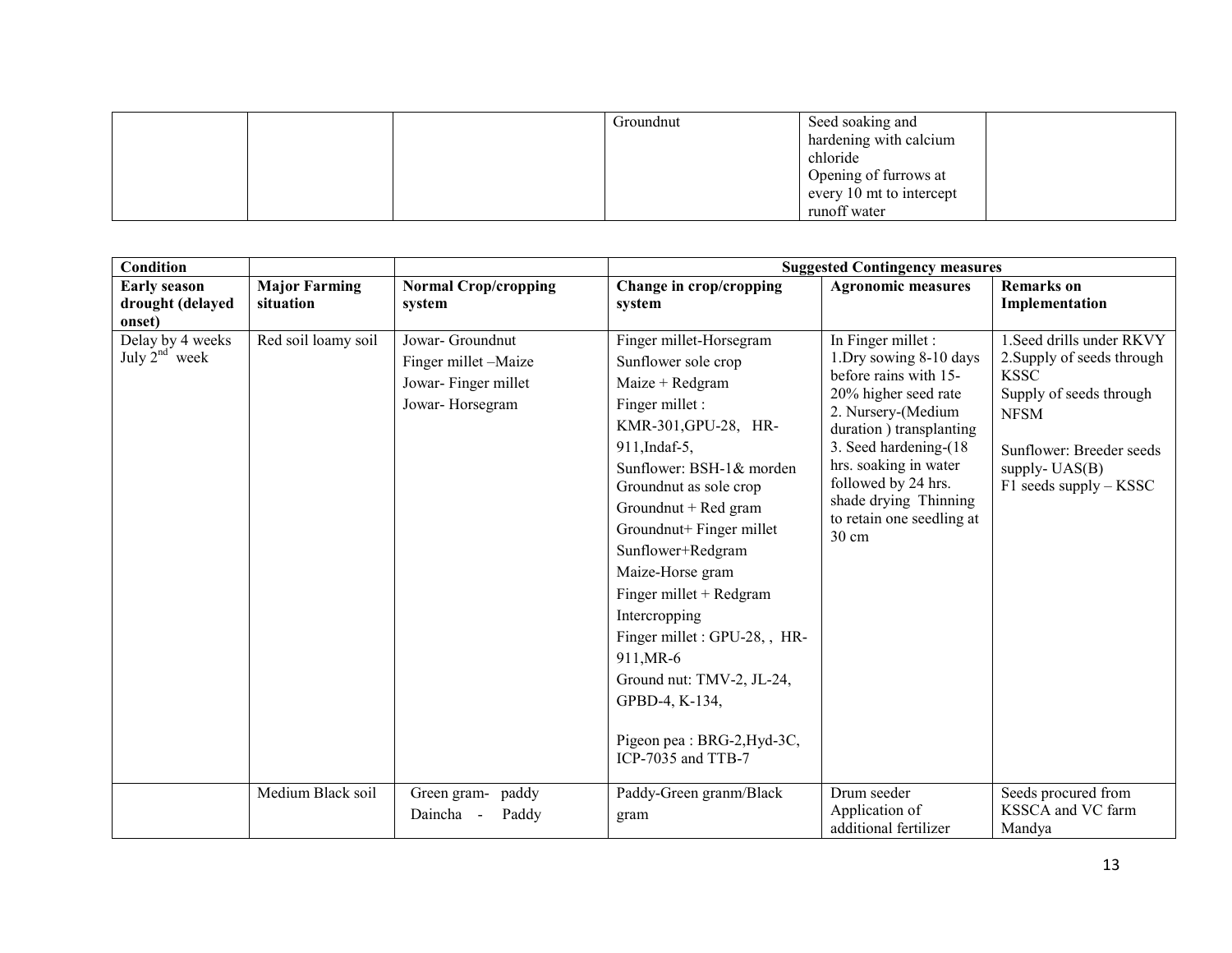|  |  |  | Groundnut | Seed soaking and hardening with calcium chloride<br>Opening of furrows at every 10 mt to intercept runoff water |  |
|---|---|---|---|---|---|

| **Condition** |  |  | **Suggested Contingency measures** |  |  |
|---|---|---|---|---|---|
| **Early season drought (delayed onset)** | **Major Farming situation** | **Normal Crop/cropping system** | **Change in crop/cropping system** | **Agronomic measures** | **Remarks on Implementation** |
| Delay by 4 weeks July 2nd week | Red soil loamy soil | Jowar- Groundnut<br>Finger millet –Maize<br>Jowar- Finger millet<br>Jowar- Horsegram | Finger millet-Horsegram<br>Sunflower sole crop<br>Maize + Redgram<br>Finger millet : KMR-301,GPU-28, HR-911,Indaf-5,<br>Sunflower: BSH-1& morden<br>Groundnut as sole crop<br>Groundnut + Red gram<br>Groundnut+ Finger millet<br>Sunflower+Redgram<br>Maize-Horse gram<br>Finger millet + Redgram<br>Intercropping<br>Finger millet : GPU-28, , HR-911,MR-6<br>Ground nut: TMV-2, JL-24, GPBD-4, K-134,<br><br>Pigeon pea : BRG-2,Hyd-3C, ICP-7035 and TTB-7 | In Finger millet :<br>1.Dry sowing 8-10 days before rains with 15-20% higher seed rate<br>2. Nursery-(Medium duration ) transplanting<br>3. Seed hardening-(18 hrs. soaking in water followed by 24 hrs. shade drying Thinning to retain one seedling at 30 cm | 1.Seed drills under RKVY<br>2.Supply of seeds through KSSC<br>Supply of seeds through NFSM<br><br>Sunflower: Breeder seeds supply- UAS(B)<br>F1 seeds supply – KSSC |
|  | Medium Black soil | Green gram- paddy<br>Daincha - Paddy | Paddy-Green granm/Black gram | Drum seeder<br>Application of additional fertilizer | Seeds procured from KSSCA and VC farm Mandya |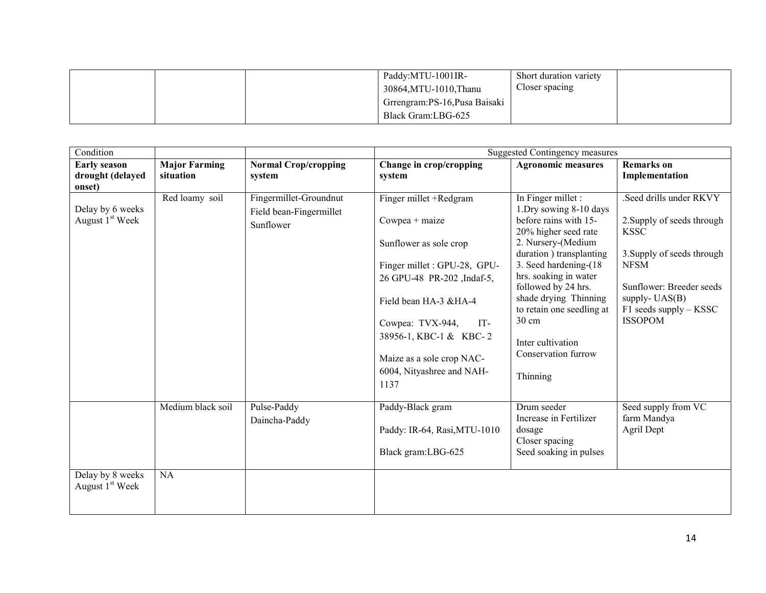| | | | Paddy:MTU-1001IR-30864,MTU-1010,Thanu<br>Grrengram:PS-16,Pusa Baisaki<br>Black Gram:LBG-625 | Short duration variety<br>Closer spacing | |
|---|---|---|---|---|---|

| Condition | | | Suggested Contingency measures | | |
|---|---|---|---|---|---|
| **Early season drought (delayed onset)** | **Major Farming situation** | **Normal Crop/cropping system** | **Change in crop/cropping system** | **Agronomic measures** | **Remarks on Implementation** |
| Delay by 6 weeks August 1st Week | Red loamy soil | Fingermillet-Groundnut<br>Field bean-Fingermillet<br>Sunflower | Finger millet +Redgram<br><br>Cowpea + maize<br><br>Sunflower as sole crop<br><br>Finger millet : GPU-28, GPU-26 GPU-48 PR-202 ,Indaf-5,<br><br>Field bean HA-3 &HA-4<br><br>Cowpea: TVX-944, IT-38956-1, KBC-1 & KBC- 2<br><br>Maize as a sole crop NAC-6004, Nityashree and NAH-1137 | In Finger millet :<br>1.Dry sowing 8-10 days before rains with 15-20% higher seed rate<br>2. Nursery-(Medium duration ) transplanting<br>3. Seed hardening-(18 hrs. soaking in water followed by 24 hrs. shade drying Thinning to retain one seedling at 30 cm<br><br>Inter cultivation<br>Conservation furrow<br><br>Thinning | .Seed drills under RKVY<br><br>2.Supply of seeds through KSSC<br><br>3.Supply of seeds through NFSM<br><br>Sunflower: Breeder seeds supply- UAS(B)<br>F1 seeds supply – KSSC ISSOPOM |
| | Medium black soil | Pulse-Paddy<br>Daincha-Paddy | Paddy-Black gram<br><br>Paddy: IR-64, Rasi,MTU-1010<br><br>Black gram:LBG-625 | Drum seeder<br>Increase in Fertilizer dosage<br>Closer spacing<br>Seed soaking in pulses | Seed supply from VC farm Mandya<br>Agril Dept |
| Delay by 8 weeks August 1st Week | NA | | | | |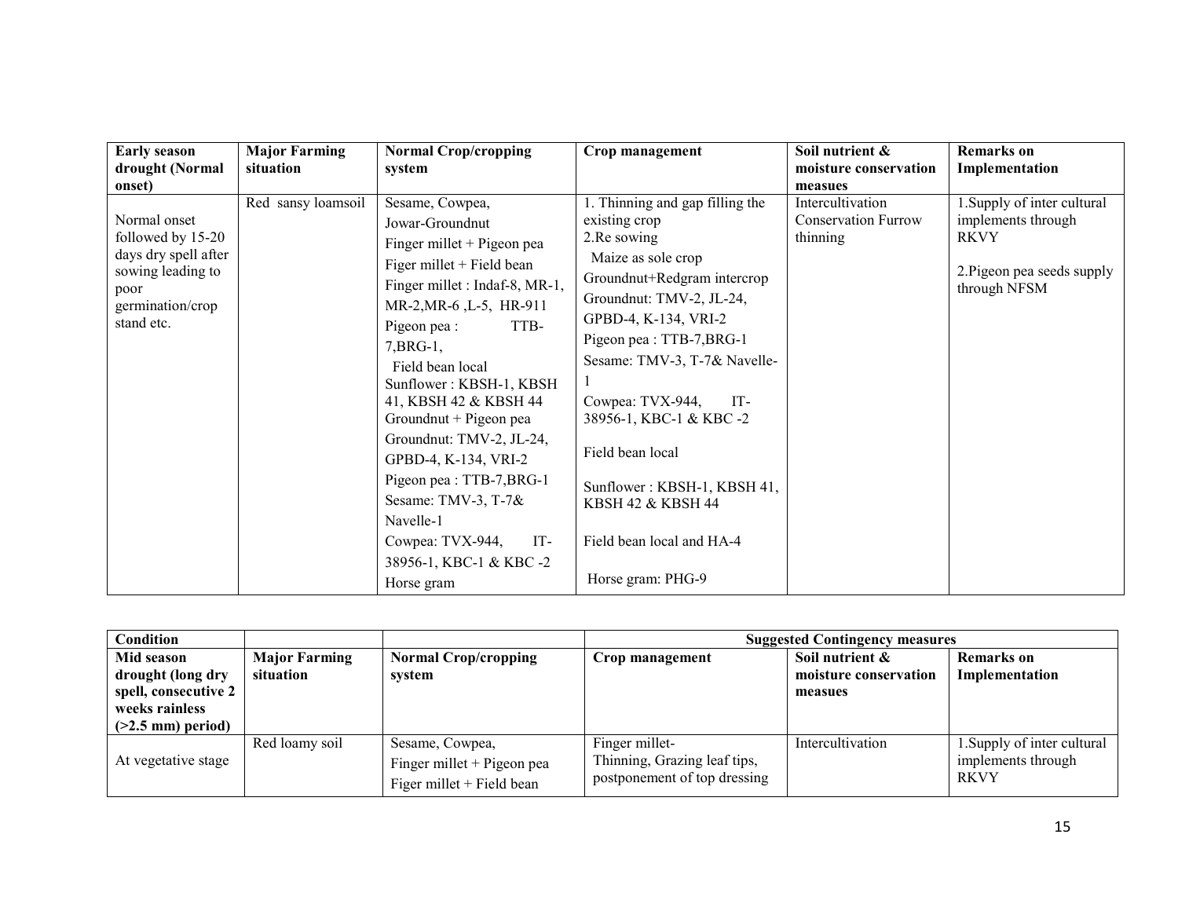| Early season drought (Normal onset) | Major Farming situation | Normal Crop/cropping system | Crop management | Soil nutrient & moisture conservation measues | Remarks on Implementation |
|---|---|---|---|---|---|
| Normal onset followed by 15-20 days dry spell after sowing leading to poor germination/crop stand etc. | Red sansy loamsoil | Sesame, Cowpea, Jowar-Groundnut<br>Finger millet + Pigeon pea<br>Figer millet + Field bean<br>Finger millet : Indaf-8, MR-1, MR-2,MR-6 ,L-5, HR-911<br>Pigeon pea : TTB-7,BRG-1,<br>Field bean local<br>Sunflower : KBSH-1, KBSH 41, KBSH 42 & KBSH 44<br>Groundnut + Pigeon pea<br>Groundnut: TMV-2, JL-24, GPBD-4, K-134, VRI-2<br>Pigeon pea : TTB-7,BRG-1<br>Sesame: TMV-3, T-7& Navelle-1<br>Cowpea: TVX-944, IT-38956-1, KBC-1 & KBC -2<br>Horse gram | 1. Thinning and gap filling the existing crop<br>2.Re sowing<br>Maize as sole crop<br>Groundnut+Redgram intercrop<br>Groundnut: TMV-2, JL-24, GPBD-4, K-134, VRI-2<br>Pigeon pea : TTB-7,BRG-1<br>Sesame: TMV-3, T-7& Navelle-1<br>Cowpea: TVX-944, IT-38956-1, KBC-1 & KBC -2<br>Field bean local<br>Sunflower : KBSH-1, KBSH 41, KBSH 42 & KBSH 44<br>Field bean local and HA-4<br>Horse gram: PHG-9 | Intercultivation<br>Conservation Furrow thinning | 1.Supply of inter cultural implements through RKVY<br>2.Pigeon pea seeds supply through NFSM |

| Condition | | | Suggested Contingency measures | | |
|---|---|---|---|---|---|
| **Mid season drought (long dry spell, consecutive 2 weeks rainless (>2.5 mm) period)** | **Major Farming situation** | **Normal Crop/cropping system** | **Crop management** | **Soil nutrient & moisture conservation measues** | **Remarks on Implementation** |
| At vegetative stage | Red loamy soil | Sesame, Cowpea,<br>Finger millet + Pigeon pea<br>Figer millet + Field bean | Finger millet-<br>Thinning, Grazing leaf tips, postponement of top dressing | Intercultivation | 1.Supply of inter cultural implements through RKVY |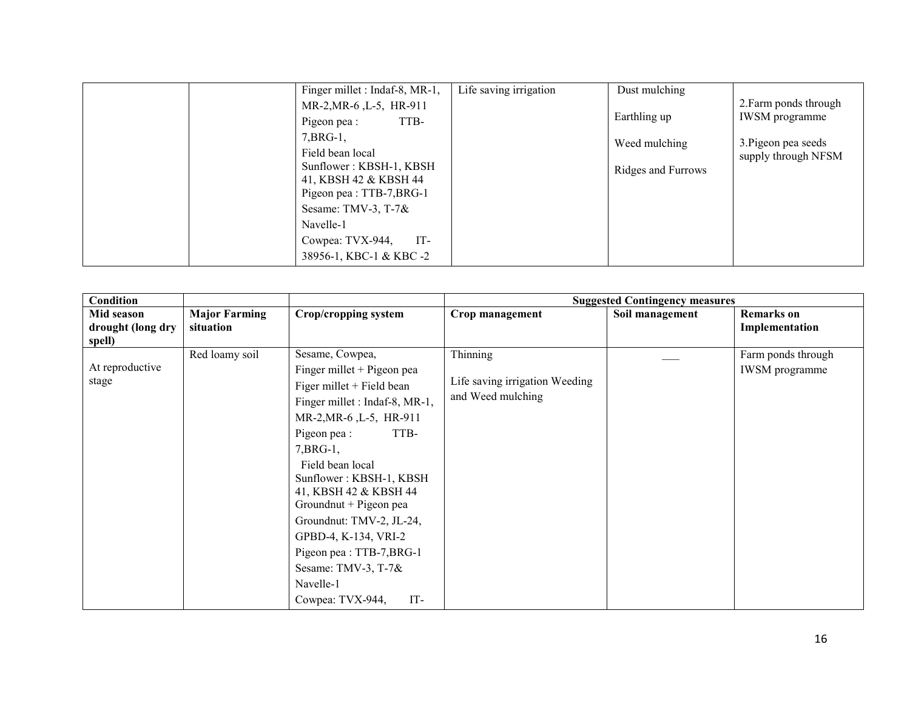| | | | | | |
|---|---|---|---|---|---|
| | | Finger millet : Indaf-8, MR-1, MR-2,MR-6 ,L-5, HR-911<br>Pigeon pea : TTB-7,BRG-1,<br>Field bean local<br>Sunflower : KBSH-1, KBSH 41, KBSH 42 & KBSH 44<br>Pigeon pea : TTB-7,BRG-1<br>Sesame: TMV-3, T-7& Navelle-1<br>Cowpea: TVX-944, IT-38956-1, KBC-1 & KBC -2 | Life saving irrigation | Dust mulching<br>Earthling up<br>Weed mulching<br>Ridges and Furrows | 2.Farm ponds through IWSM programme<br>3.Pigeon pea seeds supply through NFSM |

| Condition | | | Suggested Contingency measures | | |
|---|---|---|---|---|---|
| Mid season drought (long dry spell) | Major Farming situation | Crop/cropping system | Crop management | Soil management | Remarks on Implementation |
| At reproductive stage | Red loamy soil | Sesame, Cowpea,<br>Finger millet + Pigeon pea<br>Figer millet + Field bean<br>Finger millet : Indaf-8, MR-1, MR-2,MR-6 ,L-5, HR-911<br>Pigeon pea : TTB-7,BRG-1,<br>Field bean local<br>Sunflower : KBSH-1, KBSH 41, KBSH 42 & KBSH 44<br>Groundnut + Pigeon pea<br>Groundnut: TMV-2, JL-24, GPBD-4, K-134, VRI-2<br>Pigeon pea : TTB-7,BRG-1<br>Sesame: TMV-3, T-7& Navelle-1<br>Cowpea: TVX-944, IT- | Thinning<br>Life saving irrigation Weeding and Weed mulching | ___ | Farm ponds through IWSM programme |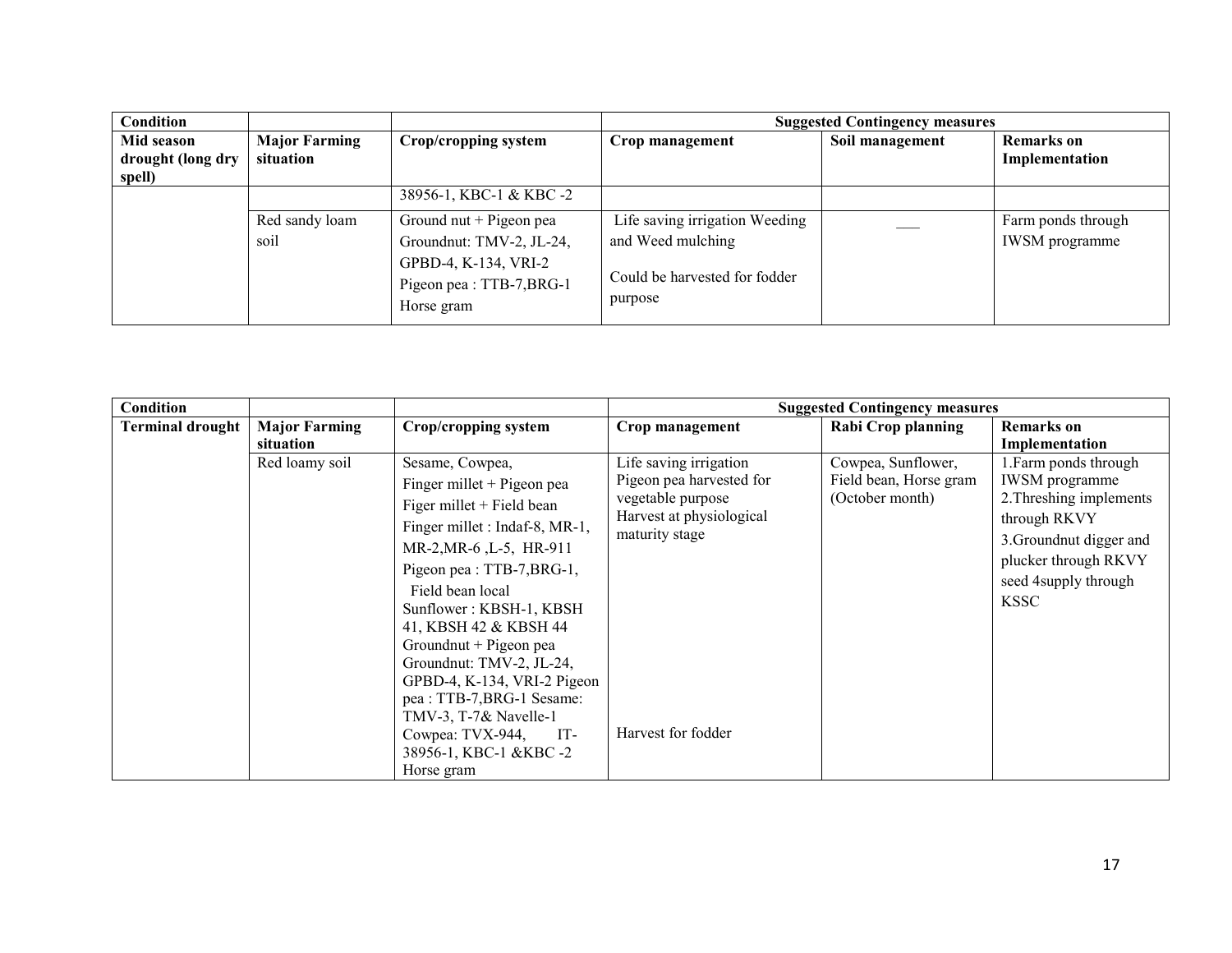| Condition | | | Suggested Contingency measures | | |
|---|---|---|---|---|---|
| Mid season drought (long dry spell) | Major Farming situation | Crop/cropping system | Crop management | Soil management | Remarks on Implementation |
| | | 38956-1, KBC-1 & KBC -2 | | | |
| | Red sandy loam soil | Ground nut + Pigeon pea<br>Groundnut: TMV-2, JL-24, GPBD-4, K-134, VRI-2<br>Pigeon pea : TTB-7,BRG-1<br>Horse gram | Life saving irrigation Weeding and Weed mulching<br><br>Could be harvested for fodder purpose | ___ | Farm ponds through IWSM programme |

| Condition | | | Suggested Contingency measures | | |
|---|---|---|---|---|---|
| Terminal drought | Major Farming situation | Crop/cropping system | Crop management | Rabi Crop planning | Remarks on Implementation |
| | Red loamy soil | Sesame, Cowpea,<br>Finger millet + Pigeon pea<br>Figer millet + Field bean<br>Finger millet : Indaf-8, MR-1, MR-2,MR-6 ,L-5, HR-911<br>Pigeon pea : TTB-7,BRG-1,<br>Field bean local<br>Sunflower : KBSH-1, KBSH 41, KBSH 42 & KBSH 44<br>Groundnut + Pigeon pea<br>Groundnut: TMV-2, JL-24, GPBD-4, K-134, VRI-2 Pigeon pea : TTB-7,BRG-1 Sesame: TMV-3, T-7& Navelle-1<br>Cowpea: TVX-944, IT-38956-1, KBC-1 &KBC -2<br>Horse gram | Life saving irrigation<br>Pigeon pea harvested for vegetable purpose<br>Harvest at physiological maturity stage<br><br>Harvest for fodder | Cowpea, Sunflower, Field bean, Horse gram (October month) | 1.Farm ponds through IWSM programme<br>2.Threshing implements through RKVY<br>3.Groundnut digger and plucker through RKVY seed 4supply through KSSC |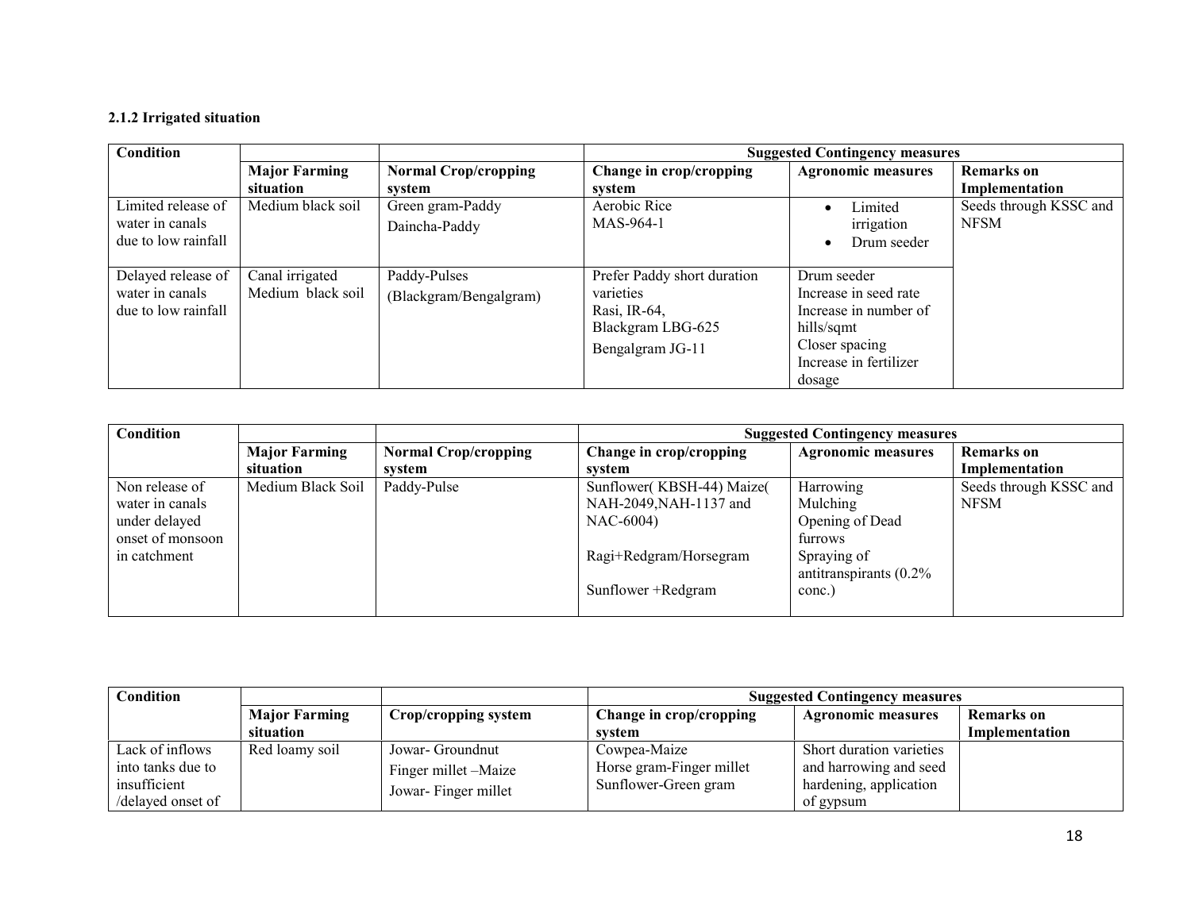### 2.1.2 Irrigated situation

| Condition | | | Suggested Contingency measures | | |
|---|---|---|---|---|---|
| | Major Farming situation | Normal Crop/cropping system | Change in crop/cropping system | Agronomic measures | Remarks on Implementation |
| Limited release of water in canals due to low rainfall | Medium black soil | Green gram-Paddy<br>Daincha-Paddy | Aerobic Rice<br>MAS-964-1 | • Limited irrigation<br>• Drum seeder | Seeds through KSSC and NFSM |
| Delayed release of water in canals due to low rainfall | Canal irrigated Medium black soil | Paddy-Pulses (Blackgram/Bengalgram) | Prefer Paddy short duration varieties<br>Rasi, IR-64,<br>Blackgram LBG-625<br>Bengalgram JG-11 | Drum seeder<br>Increase in seed rate<br>Increase in number of hills/sqmt<br>Closer spacing<br>Increase in fertilizer dosage | |

| Condition | | | Suggested Contingency measures | | |
|---|---|---|---|---|---|
| | Major Farming situation | Normal Crop/cropping system | Change in crop/cropping system | Agronomic measures | Remarks on Implementation |
| Non release of water in canals under delayed onset of monsoon in catchment | Medium Black Soil | Paddy-Pulse | Sunflower( KBSH-44) Maize( NAH-2049,NAH-1137 and NAC-6004)<br><br>Ragi+Redgram/Horsegram<br><br>Sunflower +Redgram | Harrowing<br>Mulching<br>Opening of Dead furrows<br>Spraying of antitranspirants (0.2% conc.) | Seeds through KSSC and NFSM |

| Condition | | | Suggested Contingency measures | | |
|---|---|---|---|---|---|
| | Major Farming situation | Crop/cropping system | Change in crop/cropping system | Agronomic measures | Remarks on Implementation |
| Lack of inflows into tanks due to insufficient /delayed onset of | Red loamy soil | Jowar- Groundnut<br>Finger millet –Maize<br>Jowar- Finger millet | Cowpea-Maize<br>Horse gram-Finger millet<br>Sunflower-Green gram | Short duration varieties and harrowing and seed hardening, application of gypsum | |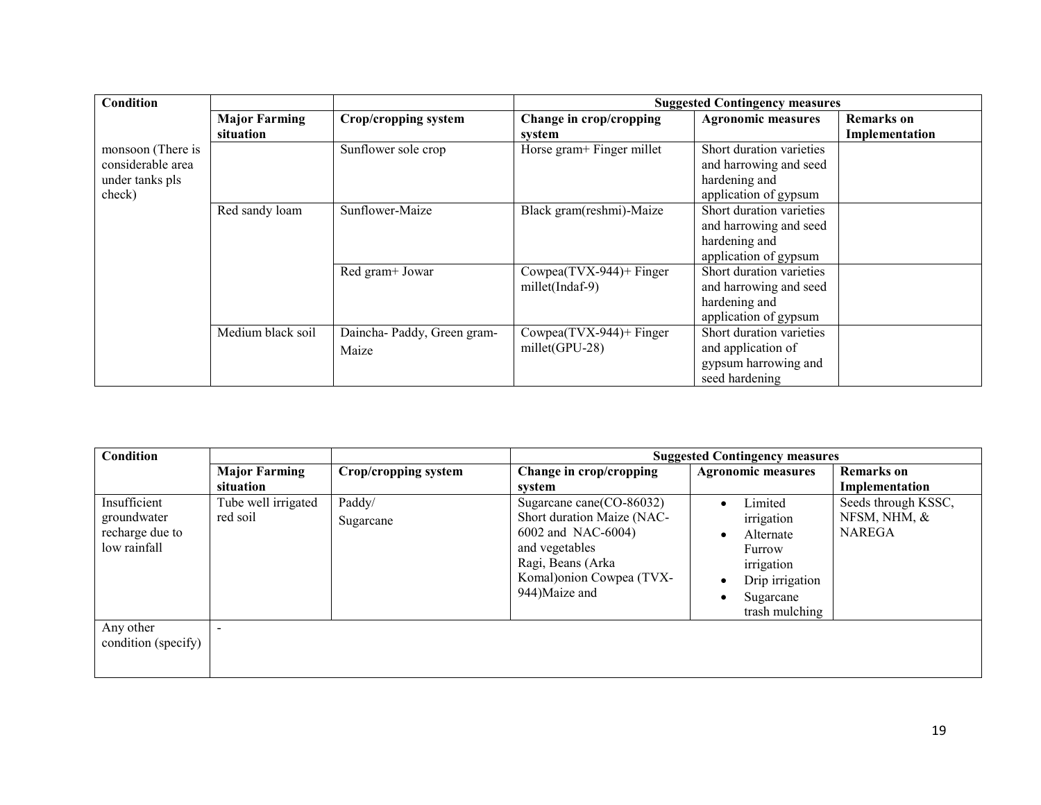| Condition | | | Suggested Contingency measures | | |
|---|---|---|---|---|---|
| | Major Farming situation | Crop/cropping system | Change in crop/cropping system | Agronomic measures | Remarks on Implementation |
| monsoon (There is considerable area under tanks pls check) | | Sunflower sole crop | Horse gram+ Finger millet | Short duration varieties and harrowing and seed hardening and application of gypsum | |
| | Red sandy loam | Sunflower-Maize | Black gram(reshmi)-Maize | Short duration varieties and harrowing and seed hardening and application of gypsum | |
| | | Red gram+ Jowar | Cowpea(TVX-944)+ Finger millet(Indaf-9) | Short duration varieties and harrowing and seed hardening and application of gypsum | |
| | Medium black soil | Daincha- Paddy, Green gram-Maize | Cowpea(TVX-944)+ Finger millet(GPU-28) | Short duration varieties and application of gypsum harrowing and seed hardening | |

| Condition | | | Suggested Contingency measures | | |
|---|---|---|---|---|---|
| | Major Farming situation | Crop/cropping system | Change in crop/cropping system | Agronomic measures | Remarks on Implementation |
| Insufficient groundwater recharge due to low rainfall | Tube well irrigated red soil | Paddy/ Sugarcane | Sugarcane cane(CO-86032) Short duration Maize (NAC-6002 and NAC-6004) and vegetables Ragi, Beans (Arka Komal)onion Cowpea (TVX-944)Maize and | • Limited irrigation<br>• Alternate Furrow irrigation<br>• Drip irrigation<br>• Sugarcane trash mulching | Seeds through KSSC, NFSM, NHM, & NAREGA |
| Any other condition (specify) | - | | | | |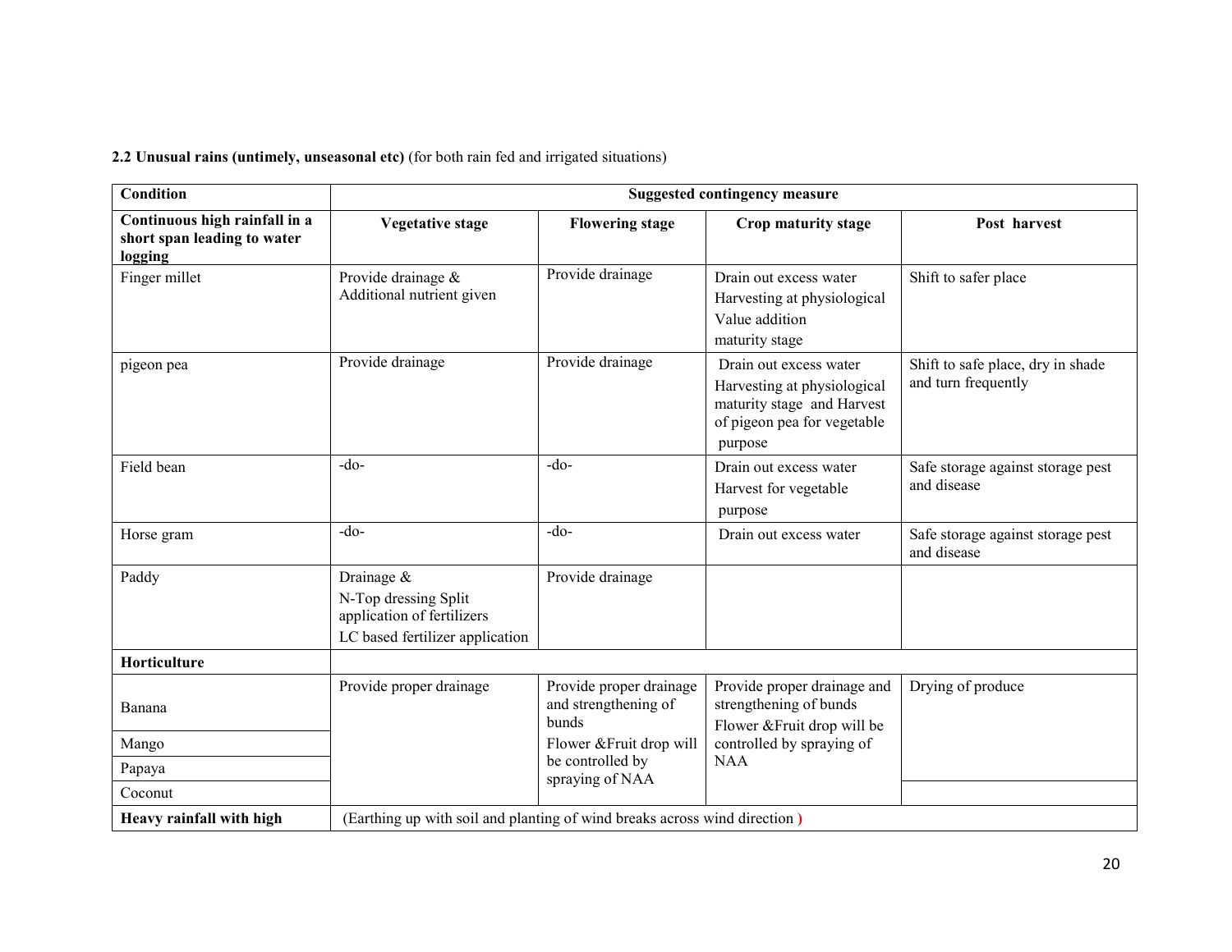**2.2 Unusual rains (untimely, unseasonal etc)** (for both rain fed and irrigated situations)

| Condition | Suggested contingency measure | | | |
|---|---|---|---|---|
| **Continuous high rainfall in a short span leading to water logging** | **Vegetative stage** | **Flowering stage** | **Crop maturity stage** | **Post harvest** |
| Finger millet | Provide drainage & Additional nutrient given | Provide drainage | Drain out excess water Harvesting at physiological Value addition maturity stage | Shift to safer place |
| pigeon pea | Provide drainage | Provide drainage | Drain out excess water Harvesting at physiological maturity stage and Harvest of pigeon pea for vegetable purpose | Shift to safe place, dry in shade and turn frequently |
| Field bean | -do- | -do- | Drain out excess water Harvest for vegetable purpose | Safe storage against storage pest and disease |
| Horse gram | -do- | -do- | Drain out excess water | Safe storage against storage pest and disease |
| Paddy | Drainage & N-Top dressing Split application of fertilizers LC based fertilizer application | Provide drainage | | |
| **Horticulture** | | | | |
| Banana | Provide proper drainage | Provide proper drainage and strengthening of bunds Flower &Fruit drop will be controlled by spraying of NAA | Provide proper drainage and strengthening of bunds Flower &Fruit drop will be controlled by spraying of NAA | Drying of produce |
| Mango | | | | |
| Papaya | | | | |
| Coconut | | | | |
| **Heavy rainfall with high** | (Earthing up with soil and planting of wind breaks across wind direction ) | | | |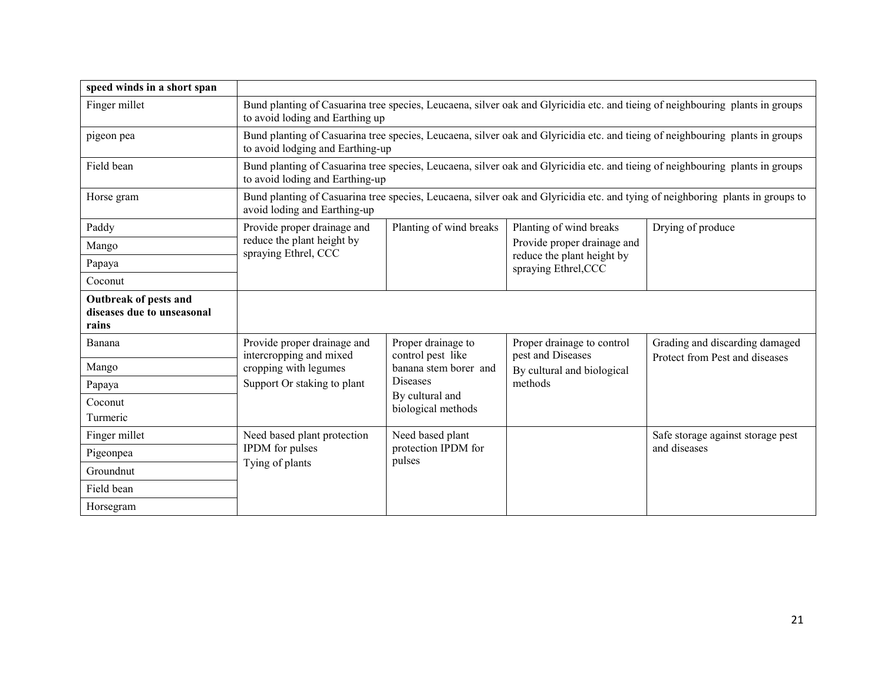| | | | | |
|---|---|---|---|---|
| **speed winds in a short span** | | | | |
| Finger millet | Bund planting of Casuarina tree species, Leucaena, silver oak and Glyricidia etc. and tieing of neighbouring plants in groups to avoid loding and Earthing up | | | |
| pigeon pea | Bund planting of Casuarina tree species, Leucaena, silver oak and Glyricidia etc. and tieing of neighbouring plants in groups to avoid lodging and Earthing-up | | | |
| Field bean | Bund planting of Casuarina tree species, Leucaena, silver oak and Glyricidia etc. and tieing of neighbouring plants in groups to avoid loding and Earthing-up | | | |
| Horse gram | Bund planting of Casuarina tree species, Leucaena, silver oak and Glyricidia etc. and tying of neighboring plants in groups to avoid loding and Earthing-up | | | |
| Paddy<br>Mango<br>Papaya<br>Coconut | Provide proper drainage and reduce the plant height by spraying Ethrel, CCC | Planting of wind breaks | Planting of wind breaks<br>Provide proper drainage and reduce the plant height by spraying Ethrel,CCC | Drying of produce |
| **Outbreak of pests and diseases due to unseasonal rains** | | | | |
| Banana<br>Mango<br>Papaya<br>Coconut<br>Turmeric | Provide proper drainage and intercropping and mixed cropping with legumes<br>Support Or staking to plant | Proper drainage to control pest like banana stem borer and Diseases<br>By cultural and biological methods | Proper drainage to control pest and Diseases<br>By cultural and biological methods | Grading and discarding damaged<br>Protect from Pest and diseases |
| Finger millet<br>Pigeonpea<br>Groundnut<br>Field bean<br>Horsegram | Need based plant protection IPDM for pulses<br>Tying of plants | Need based plant protection IPDM for pulses | | Safe storage against storage pest and diseases |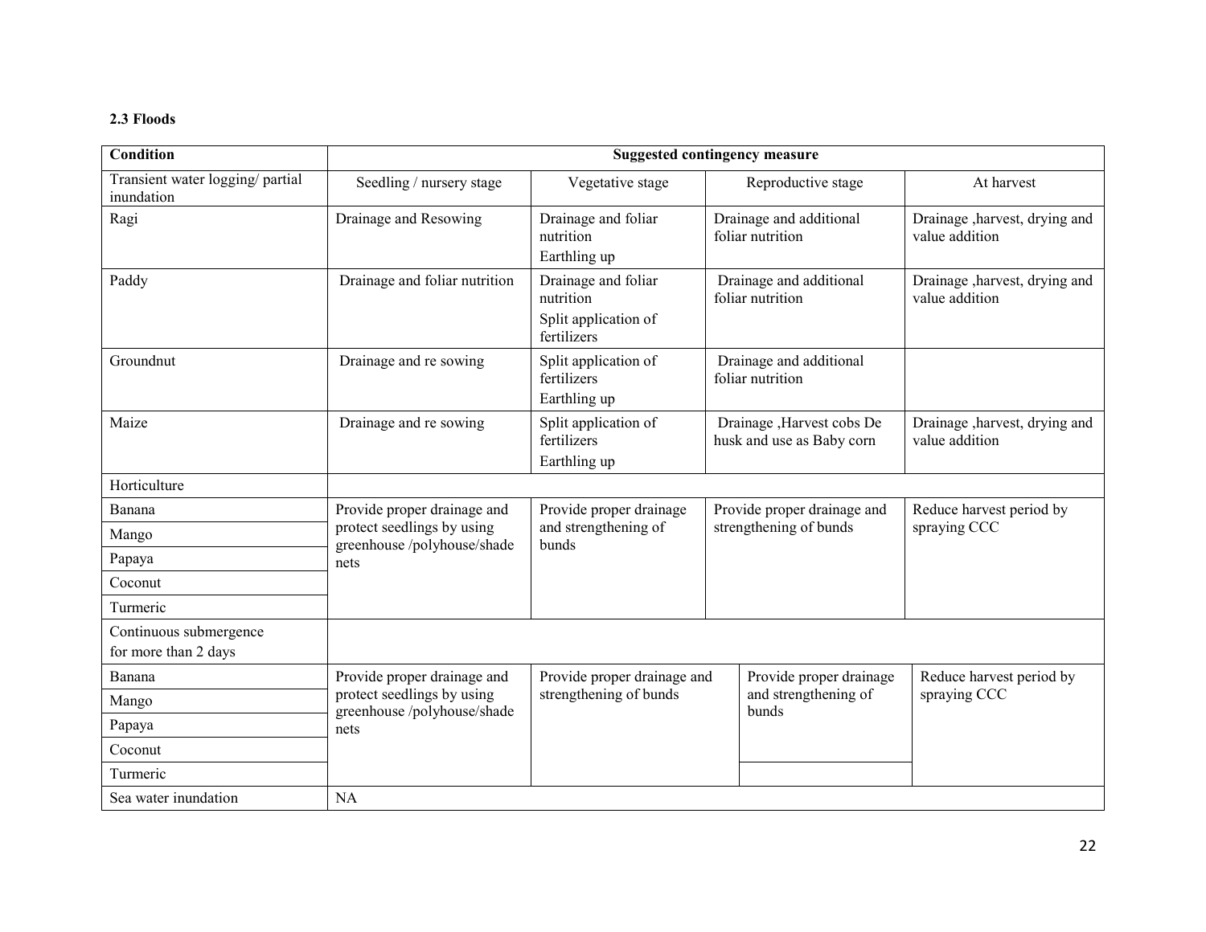**2.3 Floods**

| Condition | Suggested contingency measure | | | |
|---|---|---|---|---|
| Transient water logging/ partial inundation | Seedling / nursery stage | Vegetative stage | Reproductive stage | At harvest |
| Ragi | Drainage and Resowing | Drainage and foliar nutrition<br>Earthling up | Drainage and additional foliar nutrition | Drainage ,harvest, drying and value addition |
| Paddy | Drainage and foliar nutrition | Drainage and foliar nutrition<br>Split application of fertilizers | Drainage and additional foliar nutrition | Drainage ,harvest, drying and value addition |
| Groundnut | Drainage and re sowing | Split application of fertilizers<br>Earthling up | Drainage and additional foliar nutrition | |
| Maize | Drainage and re sowing | Split application of fertilizers<br>Earthling up | Drainage ,Harvest cobs De husk and use as Baby corn | Drainage ,harvest, drying and value addition |
| Horticulture | | | | |
| Banana | Provide proper drainage and protect seedlings by using greenhouse /polyhouse/shade nets | Provide proper drainage and strengthening of bunds | Provide proper drainage and strengthening of bunds | Reduce harvest period by spraying CCC |
| Mango | | | | |
| Papaya | | | | |
| Coconut | | | | |
| Turmeric | | | | |
| Continuous submergence for more than 2 days | | | | |
| Banana | Provide proper drainage and protect seedlings by using greenhouse /polyhouse/shade nets | Provide proper drainage and strengthening of bunds | Provide proper drainage and strengthening of bunds | Reduce harvest period by spraying CCC |
| Mango | | | | |
| Papaya | | | | |
| Coconut | | | | |
| Turmeric | | | | |
| Sea water inundation | NA | | | |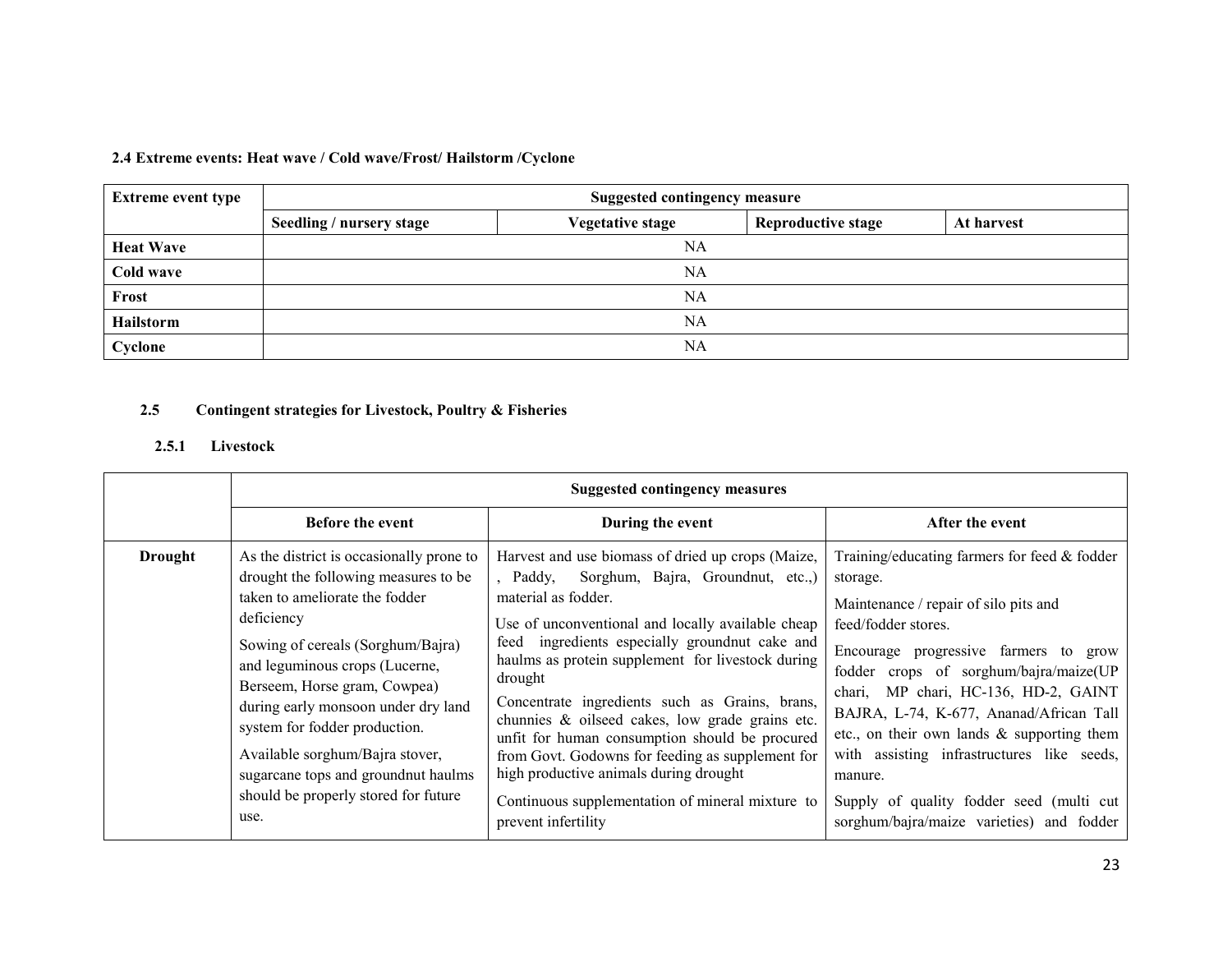### 2.4 Extreme events: Heat wave / Cold wave/Frost/ Hailstorm /Cyclone

| Extreme event type | Suggested contingency measure | | | |
|---|---|---|---|---|
| | Seedling / nursery stage | Vegetative stage | Reproductive stage | At harvest |
| Heat Wave | NA | | | |
| Cold wave | NA | | | |
| Frost | NA | | | |
| Hailstorm | NA | | | |
| Cyclone | NA | | | |

### 2.5 Contingent strategies for Livestock, Poultry & Fisheries

#### 2.5.1 Livestock

| | Suggested contingency measures | | |
|---|---|---|---|
| | Before the event | During the event | After the event |
| Drought | As the district is occasionally prone to drought the following measures to be taken to ameliorate the fodder deficiency<br><br>Sowing of cereals (Sorghum/Bajra) and leguminous crops (Lucerne, Berseem, Horse gram, Cowpea) during early monsoon under dry land system for fodder production.<br><br>Available sorghum/Bajra stover, sugarcane tops and groundnut haulms should be properly stored for future use. | Harvest and use biomass of dried up crops (Maize, , Paddy, Sorghum, Bajra, Groundnut, etc.,) material as fodder.<br><br>Use of unconventional and locally available cheap feed ingredients especially groundnut cake and haulms as protein supplement for livestock during drought<br><br>Concentrate ingredients such as Grains, brans, chunnies & oilseed cakes, low grade grains etc. unfit for human consumption should be procured from Govt. Godowns for feeding as supplement for high productive animals during drought<br><br>Continuous supplementation of mineral mixture to prevent infertility | Training/educating farmers for feed & fodder storage.<br><br>Maintenance / repair of silo pits and feed/fodder stores.<br><br>Encourage progressive farmers to grow fodder crops of sorghum/bajra/maize(UP chari, MP chari, HC-136, HD-2, GAINT BAJRA, L-74, K-677, Ananad/African Tall etc., on their own lands & supporting them with assisting infrastructures like seeds, manure.<br><br>Supply of quality fodder seed (multi cut sorghum/bajra/maize varieties) and fodder |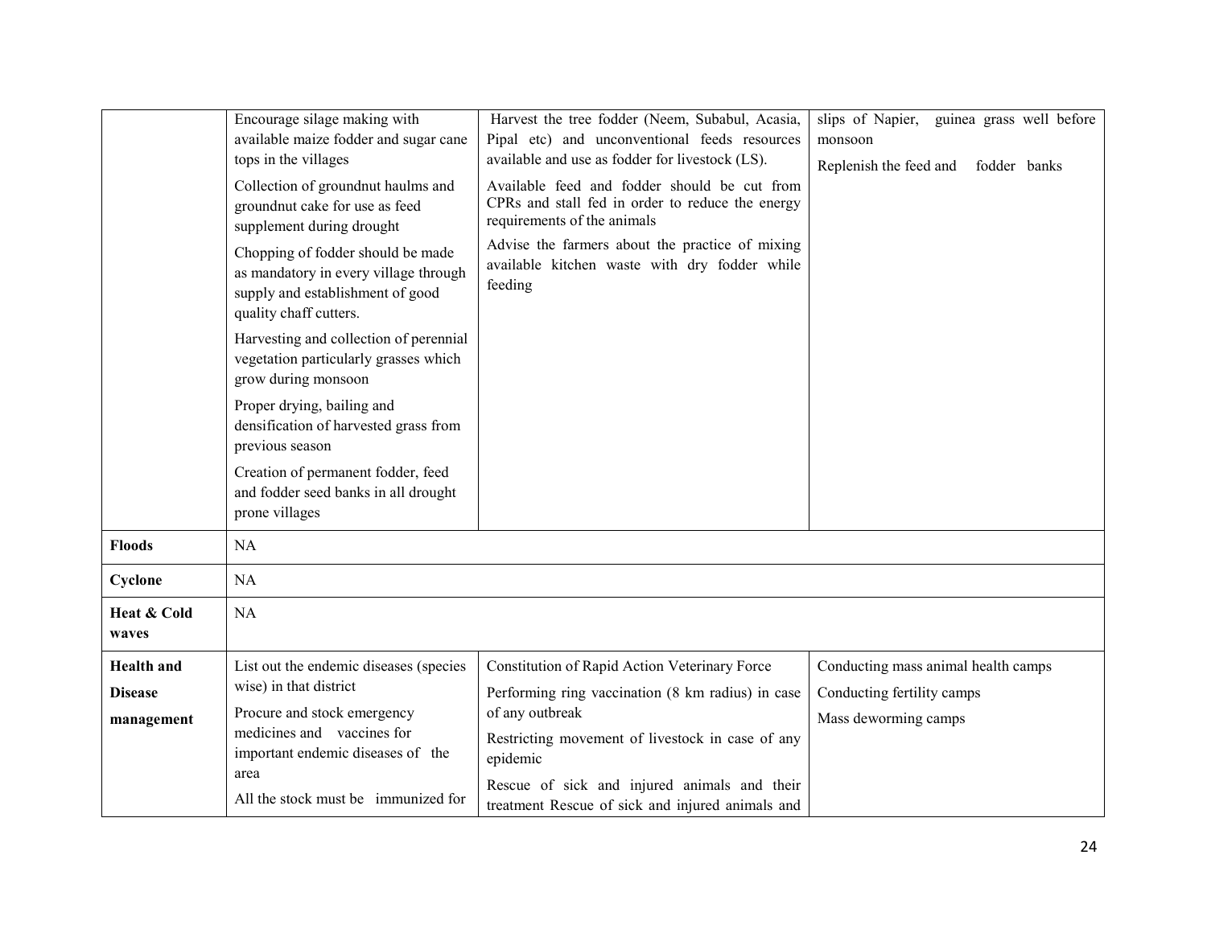| | | | |
|---|---|---|---|
| | Encourage silage making with available maize fodder and sugar cane tops in the villages<br>Collection of groundnut haulms and groundnut cake for use as feed supplement during drought<br>Chopping of fodder should be made as mandatory in every village through supply and establishment of good quality chaff cutters.<br>Harvesting and collection of perennial vegetation particularly grasses which grow during monsoon<br>Proper drying, bailing and densification of harvested grass from previous season<br>Creation of permanent fodder, feed and fodder seed banks in all drought prone villages | Harvest the tree fodder (Neem, Subabul, Acasia, Pipal etc) and unconventional feeds resources available and use as fodder for livestock (LS).<br>Available feed and fodder should be cut from CPRs and stall fed in order to reduce the energy requirements of the animals<br>Advise the farmers about the practice of mixing available kitchen waste with dry fodder while feeding | slips of Napier, guinea grass well before monsoon<br>Replenish the feed and fodder banks |
| **Floods** | NA | | |
| **Cyclone** | NA | | |
| **Heat & Cold waves** | NA | | |
| **Health and Disease management** | List out the endemic diseases (species wise) in that district<br>Procure and stock emergency medicines and vaccines for important endemic diseases of the area<br>All the stock must be immunized for | Constitution of Rapid Action Veterinary Force<br>Performing ring vaccination (8 km radius) in case of any outbreak<br>Restricting movement of livestock in case of any epidemic<br>Rescue of sick and injured animals and their treatment Rescue of sick and injured animals and | Conducting mass animal health camps<br>Conducting fertility camps<br>Mass deworming camps |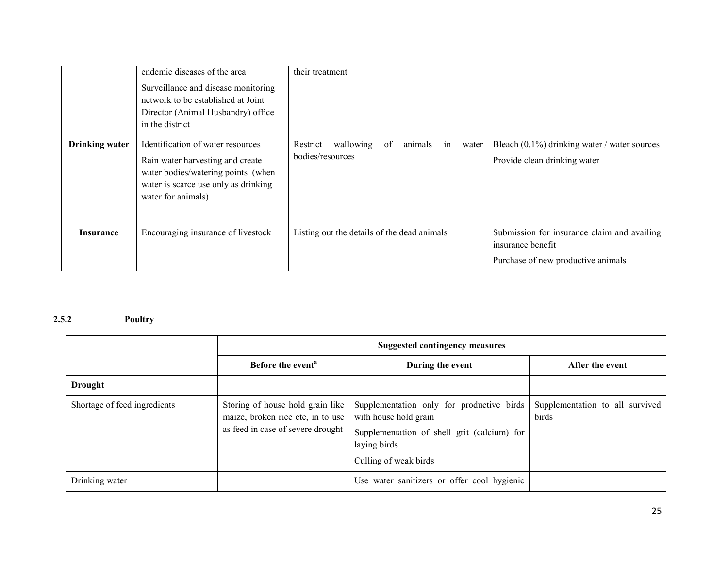| | | | |
|---|---|---|---|
| | endemic diseases of the area<br>Surveillance and disease monitoring network to be established at Joint Director (Animal Husbandry) office in the district | their treatment | |
| **Drinking water** | Identification of water resources<br>Rain water harvesting and create water bodies/watering points (when water is scarce use only as drinking water for animals) | Restrict wallowing of animals in water bodies/resources | Bleach (0.1%) drinking water / water sources<br>Provide clean drinking water |
| **Insurance** | Encouraging insurance of livestock | Listing out the details of the dead animals | Submission for insurance claim and availing insurance benefit<br>Purchase of new productive animals |

### 2.5.2 Poultry

| | Suggested contingency measures | | |
|---|---|---|---|
| | **Before the event[a]** | **During the event** | **After the event** |
| **Drought** | | | |
| Shortage of feed ingredients | Storing of house hold grain like maize, broken rice etc, in to use as feed in case of severe drought | Supplementation only for productive birds with house hold grain<br>Supplementation of shell grit (calcium) for laying birds<br>Culling of weak birds | Supplementation to all survived birds |
| Drinking water | | Use water sanitizers or offer cool hygienic | |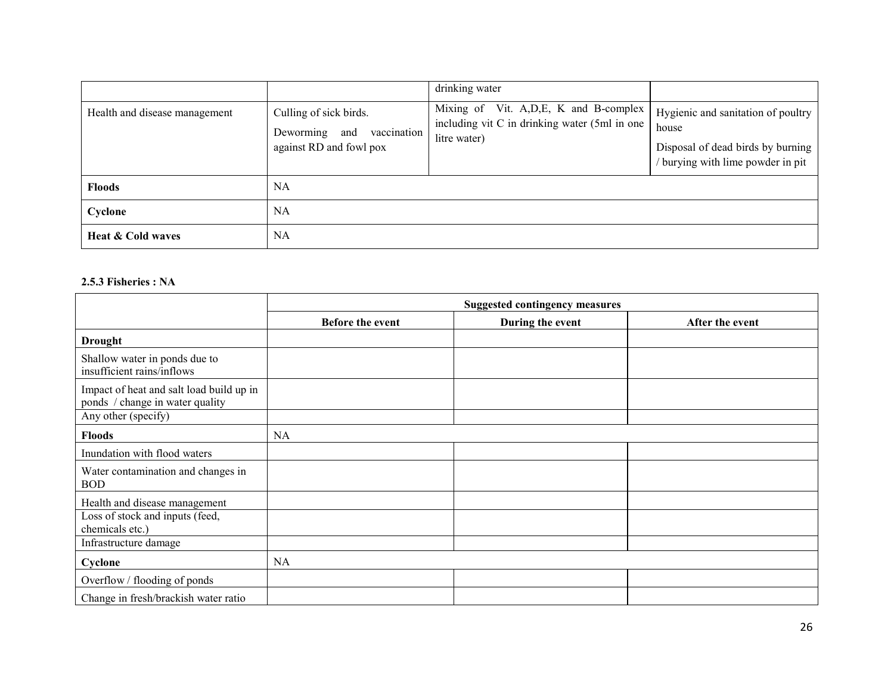|  |  | drinking water |  |
|---|---|---|---|
| Health and disease management | Culling of sick birds.<br>Deworming and vaccination against RD and fowl pox | Mixing of Vit. A,D,E, K and B-complex including vit C in drinking water (5ml in one litre water) | Hygienic and sanitation of poultry house<br>Disposal of dead birds by burning / burying with lime powder in pit |
| **Floods** | NA |  |  |
| **Cyclone** | NA |  |  |
| **Heat & Cold waves** | NA |  |  |

**2.5.3 Fisheries : NA**

|  | Suggested contingency measures | | |
|---|---|---|---|
|  | **Before the event** | **During the event** | **After the event** |
| **Drought** |  |  |  |
| Shallow water in ponds due to insufficient rains/inflows |  |  |  |
| Impact of heat and salt load build up in ponds / change in water quality |  |  |  |
| Any other (specify) |  |  |  |
| **Floods** | NA |  |  |
| Inundation with flood waters |  |  |  |
| Water contamination and changes in BOD |  |  |  |
| Health and disease management |  |  |  |
| Loss of stock and inputs (feed, chemicals etc.) |  |  |  |
| Infrastructure damage |  |  |  |
| **Cyclone** | NA |  |  |
| Overflow / flooding of ponds |  |  |  |
| Change in fresh/brackish water ratio |  |  |  |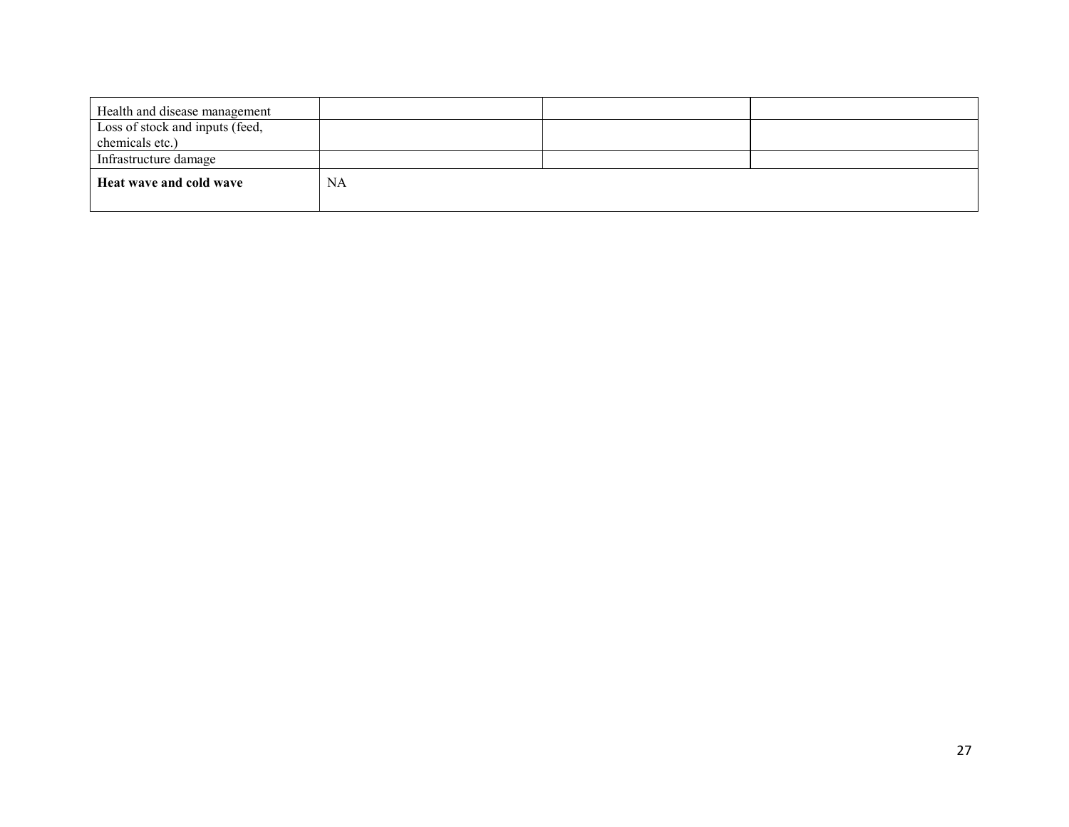| | | | |
|---|---|---|---|
| Health and disease management | | | |
| Loss of stock and inputs (feed, chemicals etc.) | | | |
| Infrastructure damage | | | |
| **Heat wave and cold wave** | NA | | |